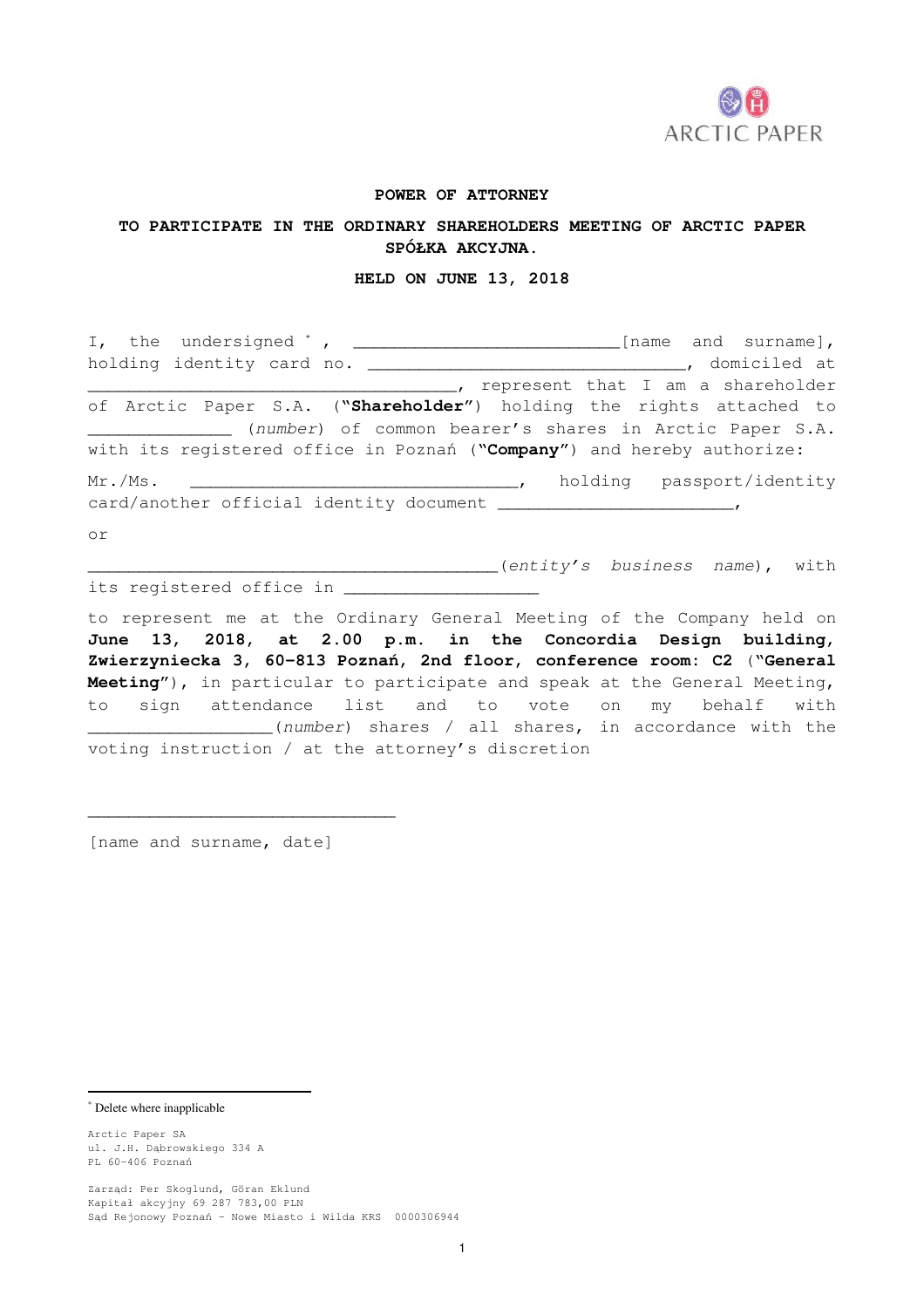ARCTIC PAPER

**POWER OF ATTORNEY**

**TO PARTICIPATE IN THE ORDINARY SHAREHOLDERS MEETING OF ARCTIC PAPER SPÓŁKA AKCYJNA.**

**HELD ON JUNE 13, 2018**

I, the undersigned [*] , ___________________________[name and surname], holding identity card no. ________________________________, domiciled at ______________________________________, represent that I am a shareholder of Arctic Paper S.A. (**"Shareholder"**) holding the rights attached to ______________ (*number*) of common bearer's shares in Arctic Paper S.A. with its registered office in Poznań (**"Company"**) and hereby authorize:

Mr./Ms. _________________________________, holding passport/identity card/another official identity document _______________________,

or

__________________________________________(*entity's business name*), with its registered office in ____________________

to represent me at the Ordinary General Meeting of the Company held on **June 13, 2018, at 2.00 p.m. in the Concordia Design building, Zwierzyniecka 3, 60-813 Poznań, 2nd floor, conference room: C2** (**"General Meeting"**), in particular to participate and speak at the General Meeting, to sign attendance list and to vote on my behalf with __________________(*number*) shares / all shares, in accordance with the voting instruction / at the attorney's discretion

________________________________

[name and surname, date]

[*] Delete where inapplicable

Arctic Paper SA
ul. J.H. Dąbrowskiego 334 A
PL 60-406 Poznań

Zarząd: Per Skoglund, Göran Eklund
Kapitał akcyjny 69 287 783,00 PLN
Sąd Rejonowy Poznań - Nowe Miasto i Wilda KRS 0000306944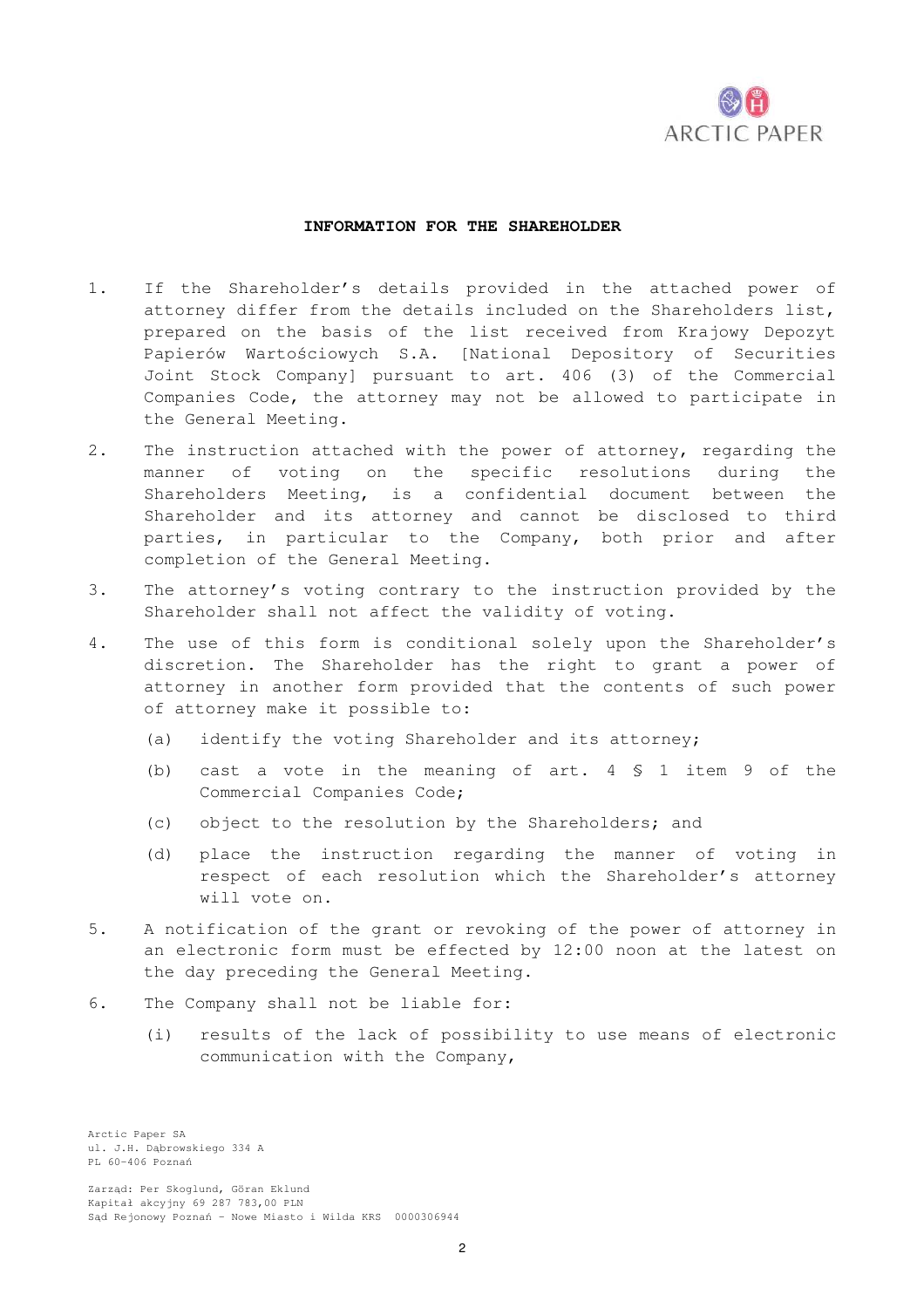**INFORMATION FOR THE SHAREHOLDER**

1. If the Shareholder's details provided in the attached power of attorney differ from the details included on the Shareholders list, prepared on the basis of the list received from Krajowy Depozyt Papierów Wartościowych S.A. [National Depository of Securities Joint Stock Company] pursuant to art. 406 (3) of the Commercial Companies Code, the attorney may not be allowed to participate in the General Meeting.

2. The instruction attached with the power of attorney, regarding the manner of voting on the specific resolutions during the Shareholders Meeting, is a confidential document between the Shareholder and its attorney and cannot be disclosed to third parties, in particular to the Company, both prior and after completion of the General Meeting.

3. The attorney's voting contrary to the instruction provided by the Shareholder shall not affect the validity of voting.

4. The use of this form is conditional solely upon the Shareholder's discretion. The Shareholder has the right to grant a power of attorney in another form provided that the contents of such power of attorney make it possible to:

   (a) identify the voting Shareholder and its attorney;

   (b) cast a vote in the meaning of art. 4 § 1 item 9 of the Commercial Companies Code;

   (c) object to the resolution by the Shareholders; and

   (d) place the instruction regarding the manner of voting in respect of each resolution which the Shareholder's attorney will vote on.

5. A notification of the grant or revoking of the power of attorney in an electronic form must be effected by 12:00 noon at the latest on the day preceding the General Meeting.

6. The Company shall not be liable for:

   (i) results of the lack of possibility to use means of electronic communication with the Company,

Arctic Paper SA
ul. J.H. Dąbrowskiego 334 A
PL 60-406 Poznań

Zarząd: Per Skoglund, Göran Eklund
Kapitał akcyjny 69 287 783,00 PLN
Sąd Rejonowy Poznań - Nowe Miasto i Wilda KRS 0000306944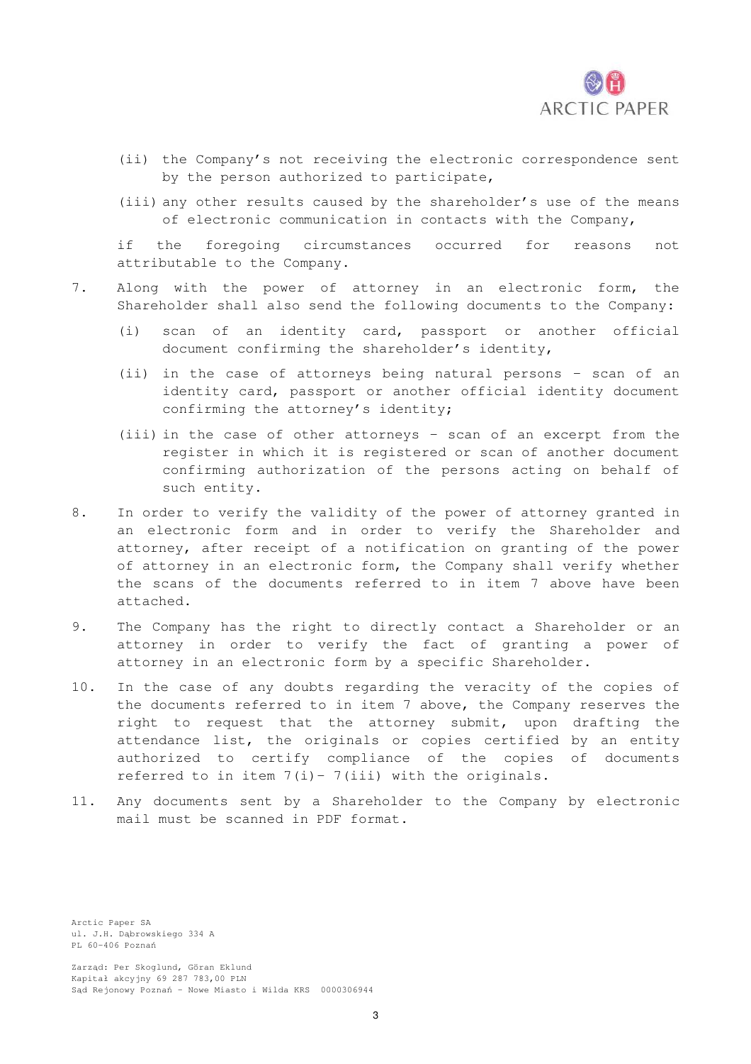(ii) the Company's not receiving the electronic correspondence sent by the person authorized to participate,

(iii) any other results caused by the shareholder's use of the means of electronic communication in contacts with the Company,

if the foregoing circumstances occurred for reasons not attributable to the Company.

7. Along with the power of attorney in an electronic form, the Shareholder shall also send the following documents to the Company:

   (i) scan of an identity card, passport or another official document confirming the shareholder's identity,

   (ii) in the case of attorneys being natural persons – scan of an identity card, passport or another official identity document confirming the attorney's identity;

   (iii) in the case of other attorneys – scan of an excerpt from the register in which it is registered or scan of another document confirming authorization of the persons acting on behalf of such entity.

8. In order to verify the validity of the power of attorney granted in an electronic form and in order to verify the Shareholder and attorney, after receipt of a notification on granting of the power of attorney in an electronic form, the Company shall verify whether the scans of the documents referred to in item 7 above have been attached.

9. The Company has the right to directly contact a Shareholder or an attorney in order to verify the fact of granting a power of attorney in an electronic form by a specific Shareholder.

10. In the case of any doubts regarding the veracity of the copies of the documents referred to in item 7 above, the Company reserves the right to request that the attorney submit, upon drafting the attendance list, the originals or copies certified by an entity authorized to certify compliance of the copies of documents referred to in item 7(i)- 7(iii) with the originals.

11. Any documents sent by a Shareholder to the Company by electronic mail must be scanned in PDF format.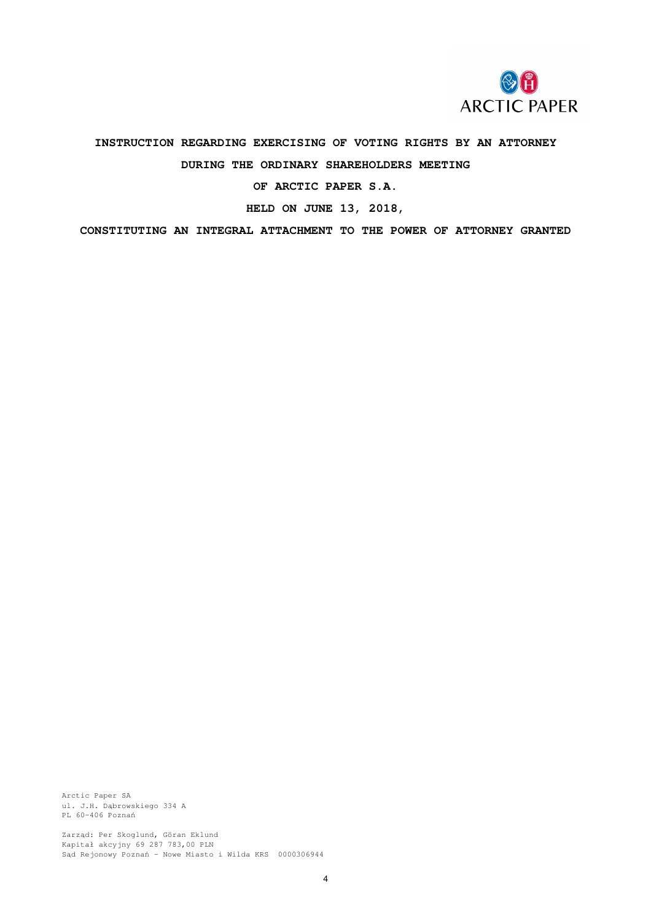**INSTRUCTION REGARDING EXERCISING OF VOTING RIGHTS BY AN ATTORNEY**

**DURING THE ORDINARY SHAREHOLDERS MEETING**

**OF ARCTIC PAPER S.A.**

**HELD ON JUNE 13, 2018,**

**CONSTITUTING AN INTEGRAL ATTACHMENT TO THE POWER OF ATTORNEY GRANTED**

Arctic Paper SA
ul. J.H. Dąbrowskiego 334 A
PL 60-406 Poznań

Zarząd: Per Skoglund, Göran Eklund
Kapitał akcyjny 69 287 783,00 PLN
Sąd Rejonowy Poznań - Nowe Miasto i Wilda KRS 0000306944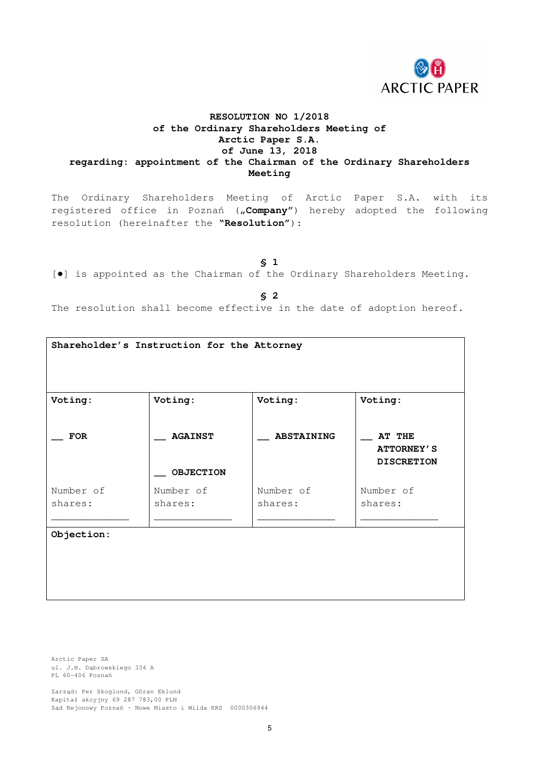**RESOLUTION NO 1/2018**
**of the Ordinary Shareholders Meeting of**
**Arctic Paper S.A.**
**of June 13, 2018**
**regarding: appointment of the Chairman of the Ordinary Shareholders Meeting**

The Ordinary Shareholders Meeting of Arctic Paper S.A. with its registered office in Poznań („**Company**") hereby adopted the following resolution (hereinafter the "**Resolution**"):

**§ 1**

[●] is appointed as the Chairman of the Ordinary Shareholders Meeting.

**§ 2**

The resolution shall become effective in the date of adoption hereof.

| **Shareholder's Instruction for the Attorney** | | | |
|---|---|---|---|
| **Voting:** | **Voting:** | **Voting:** | **Voting:** |
| __ **FOR** | __ **AGAINST**<br><br>__ **OBJECTION** | __ **ABSTAINING** | __ **AT THE ATTORNEY'S DISCRETION** |
| Number of shares:<br>____________ | Number of shares:<br>____________ | Number of shares:<br>____________ | Number of shares:<br>____________ |
| **Objection:** | | | |

Arctic Paper SA
ul. J.H. Dąbrowskiego 334 A
PL 60-406 Poznań

Zarząd: Per Skoglund, Göran Eklund
Kapitał akcyjny 69 287 783,00 PLN
Sąd Rejonowy Poznań – Nowe Miasto i Wilda KRS 0000306944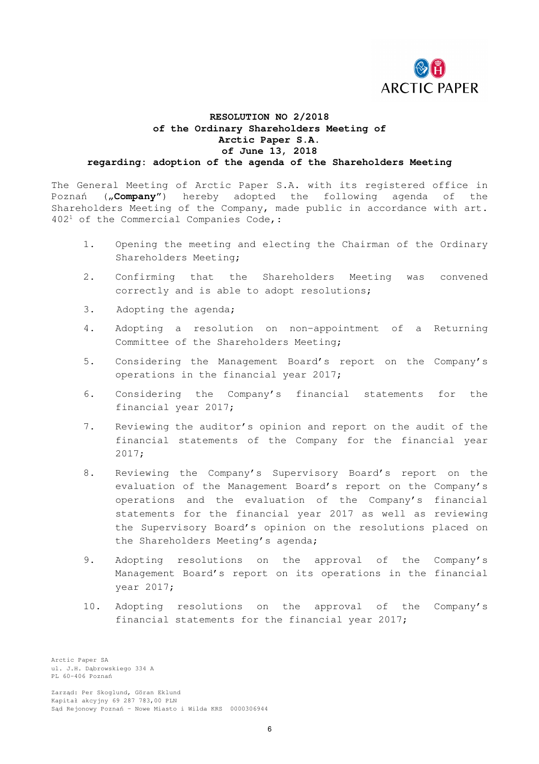**RESOLUTION NO 2/2018**
**of the Ordinary Shareholders Meeting of**
**Arctic Paper S.A.**
**of June 13, 2018**
**regarding: adoption of the agenda of the Shareholders Meeting**

The General Meeting of Arctic Paper S.A. with its registered office in Poznań („**Company**") hereby adopted the following agenda of the Shareholders Meeting of the Company, made public in accordance with art. 402[1] of the Commercial Companies Code,:

1. Opening the meeting and electing the Chairman of the Ordinary Shareholders Meeting;
2. Confirming that the Shareholders Meeting was convened correctly and is able to adopt resolutions;
3. Adopting the agenda;
4. Adopting a resolution on non-appointment of a Returning Committee of the Shareholders Meeting;
5. Considering the Management Board's report on the Company's operations in the financial year 2017;
6. Considering the Company's financial statements for the financial year 2017;
7. Reviewing the auditor's opinion and report on the audit of the financial statements of the Company for the financial year 2017;
8. Reviewing the Company's Supervisory Board's report on the evaluation of the Management Board's report on the Company's operations and the evaluation of the Company's financial statements for the financial year 2017 as well as reviewing the Supervisory Board's opinion on the resolutions placed on the Shareholders Meeting's agenda;
9. Adopting resolutions on the approval of the Company's Management Board's report on its operations in the financial year 2017;
10. Adopting resolutions on the approval of the Company's financial statements for the financial year 2017;

Arctic Paper SA
ul. J.H. Dąbrowskiego 334 A
PL 60-406 Poznań

Zarząd: Per Skoglund, Göran Eklund
Kapitał akcyjny 69 287 783,00 PLN
Sąd Rejonowy Poznań - Nowe Miasto i Wilda KRS 0000306944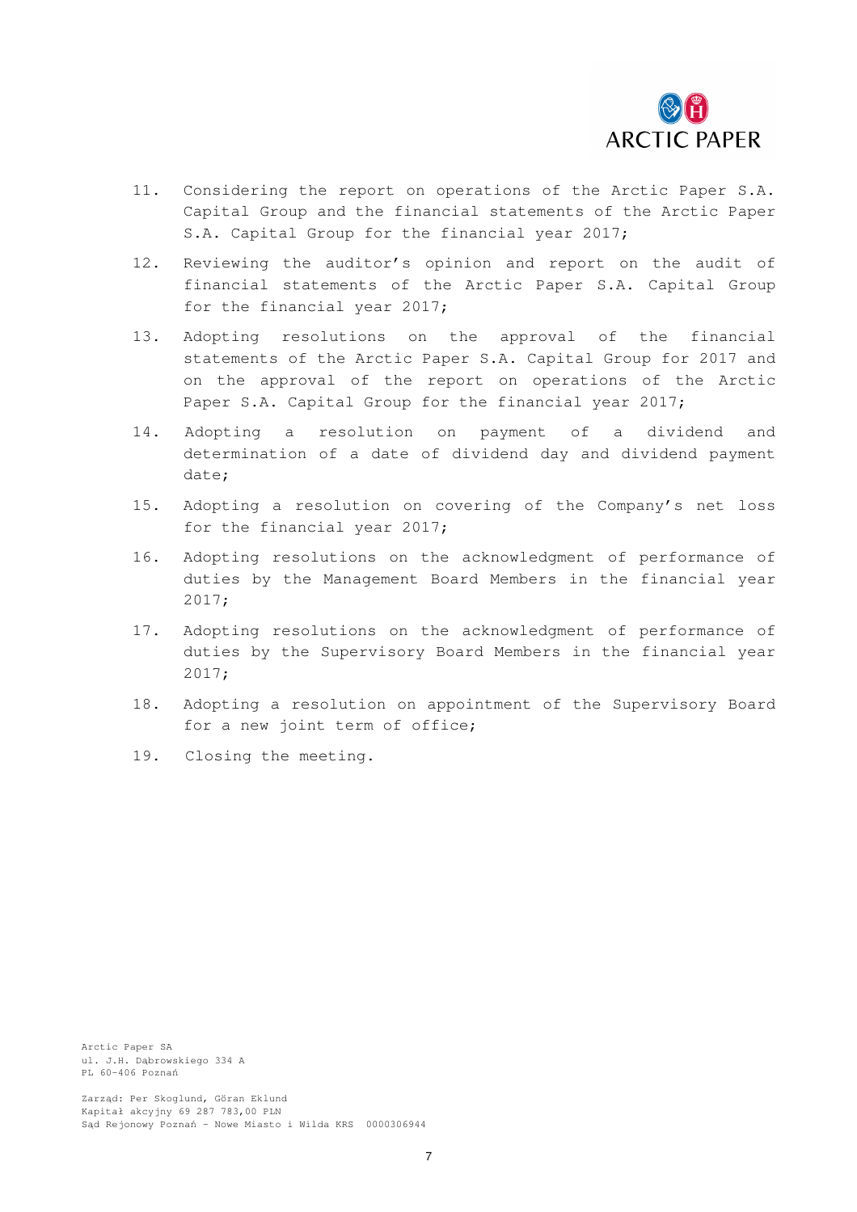11. Considering the report on operations of the Arctic Paper S.A. Capital Group and the financial statements of the Arctic Paper S.A. Capital Group for the financial year 2017;
12. Reviewing the auditor's opinion and report on the audit of financial statements of the Arctic Paper S.A. Capital Group for the financial year 2017;
13. Adopting resolutions on the approval of the financial statements of the Arctic Paper S.A. Capital Group for 2017 and on the approval of the report on operations of the Arctic Paper S.A. Capital Group for the financial year 2017;
14. Adopting a resolution on payment of a dividend and determination of a date of dividend day and dividend payment date;
15. Adopting a resolution on covering of the Company's net loss for the financial year 2017;
16. Adopting resolutions on the acknowledgment of performance of duties by the Management Board Members in the financial year 2017;
17. Adopting resolutions on the acknowledgment of performance of duties by the Supervisory Board Members in the financial year 2017;
18. Adopting a resolution on appointment of the Supervisory Board for a new joint term of office;
19. Closing the meeting.

Arctic Paper SA
ul. J.H. Dąbrowskiego 334 A
PL 60-406 Poznań

Zarząd: Per Skoglund, Göran Eklund
Kapitał akcyjny 69 287 783,00 PLN
Sąd Rejonowy Poznań - Nowe Miasto i Wilda KRS 0000306944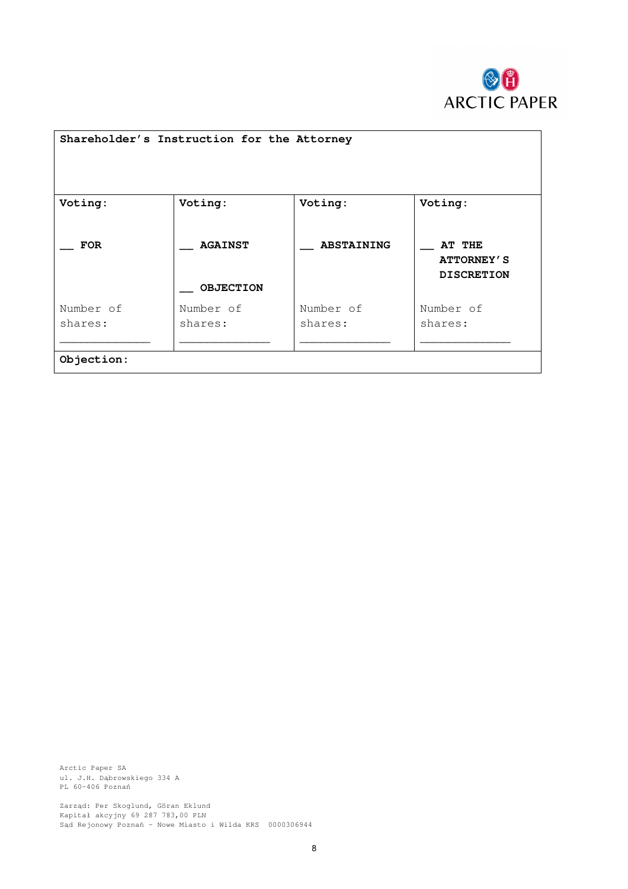| Shareholder's Instruction for the Attorney | | | |
|---|---|---|---|
| **Voting:**<br><br>__ **FOR** | **Voting:**<br><br>__ **AGAINST**<br><br>__ **OBJECTION** | **Voting:**<br><br>__ **ABSTAINING** | **Voting:**<br><br>__ **AT THE ATTORNEY'S DISCRETION** |
| Number of shares:<br>_____________ | Number of shares:<br>_____________ | Number of shares:<br>_____________ | Number of shares:<br>_____________ |
| **Objection:** | | | |

Arctic Paper SA
ul. J.H. Dąbrowskiego 334 A
PL 60-406 Poznań

Zarząd: Per Skoglund, Göran Eklund
Kapitał akcyjny 69 287 783,00 PLN
Sąd Rejonowy Poznań - Nowe Miasto i Wilda KRS 0000306944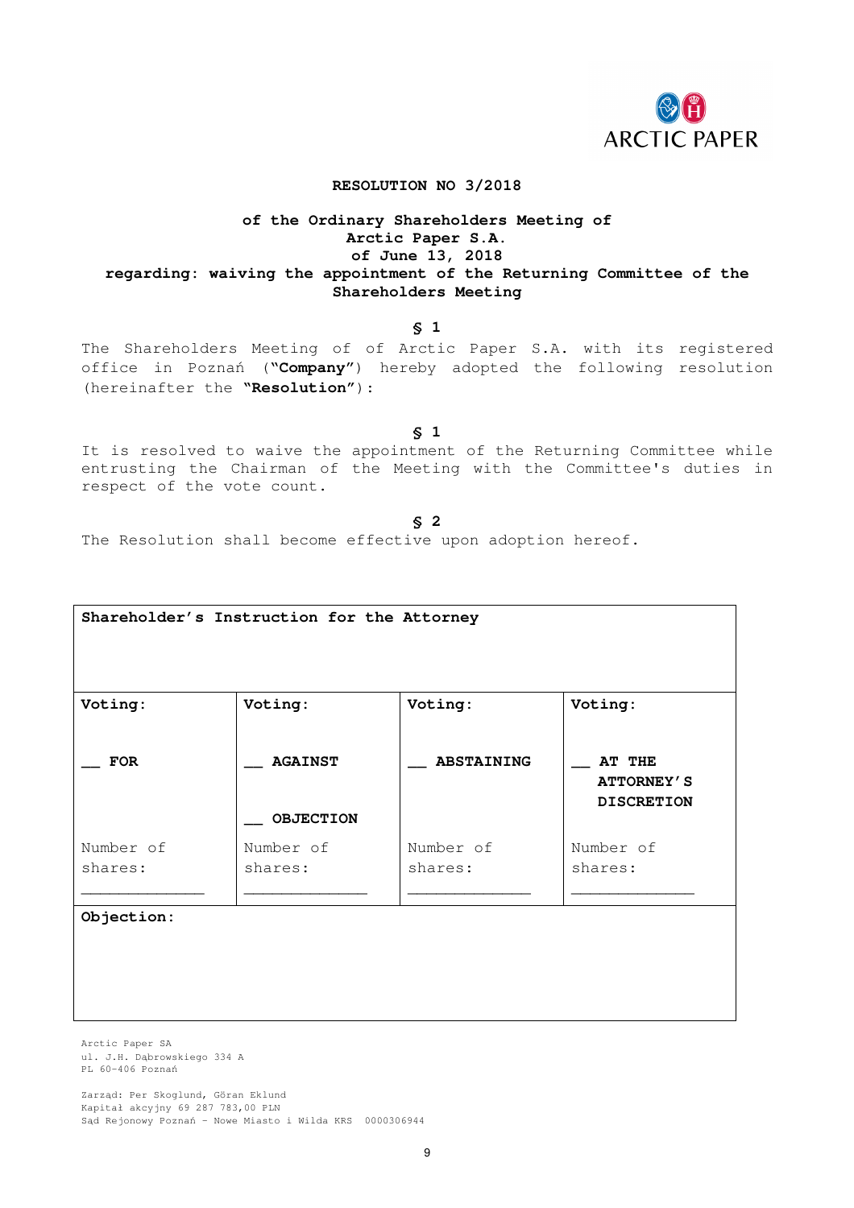**RESOLUTION NO 3/2018**

**of the Ordinary Shareholders Meeting of Arctic Paper S.A. of June 13, 2018 regarding: waiving the appointment of the Returning Committee of the Shareholders Meeting**

**§ 1**

The Shareholders Meeting of of Arctic Paper S.A. with its registered office in Poznań (**"Company"**) hereby adopted the following resolution (hereinafter the **"Resolution"**):

**§ 1**

It is resolved to waive the appointment of the Returning Committee while entrusting the Chairman of the Meeting with the Committee's duties in respect of the vote count.

**§ 2**

The Resolution shall become effective upon adoption hereof.

| **Shareholder's Instruction for the Attorney** | | | |
|---|---|---|---|
| **Voting:**<br><br>__ **FOR**<br><br>Number of shares:<br>_____________ | **Voting:**<br><br>__ **AGAINST**<br><br>__ **OBJECTION**<br><br>Number of shares:<br>_____________ | **Voting:**<br><br>__ **ABSTAINING**<br><br>Number of shares:<br>_____________ | **Voting:**<br><br>__ **AT THE ATTORNEY'S DISCRETION**<br><br>Number of shares:<br>_____________ |
| **Objection:** | | | |

Arctic Paper SA
ul. J.H. Dąbrowskiego 334 A
PL 60-406 Poznań

Zarząd: Per Skoglund, Göran Eklund
Kapitał akcyjny 69 287 783,00 PLN
Sąd Rejonowy Poznań - Nowe Miasto i Wilda KRS 0000306944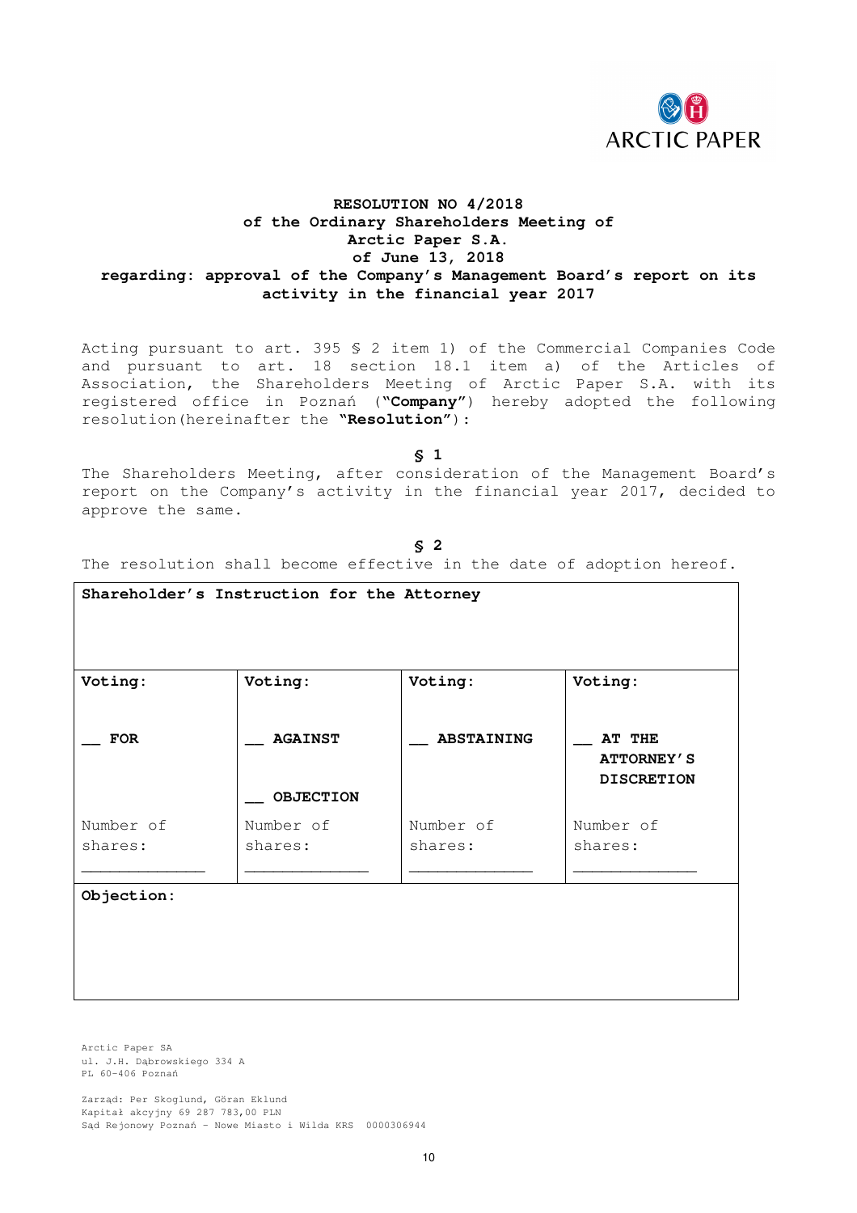**RESOLUTION NO 4/2018**
**of the Ordinary Shareholders Meeting of**
**Arctic Paper S.A.**
**of June 13, 2018**
**regarding: approval of the Company's Management Board's report on its activity in the financial year 2017**

Acting pursuant to art. 395 § 2 item 1) of the Commercial Companies Code and pursuant to art. 18 section 18.1 item a) of the Articles of Association, the Shareholders Meeting of Arctic Paper S.A. with its registered office in Poznań (**"Company"**) hereby adopted the following resolution(hereinafter the **"Resolution"**):

**§ 1**

The Shareholders Meeting, after consideration of the Management Board's report on the Company's activity in the financial year 2017, decided to approve the same.

**§ 2**

The resolution shall become effective in the date of adoption hereof.

| **Shareholder's Instruction for the Attorney** | | | |
|---|---|---|---|
| **Voting:** | **Voting:** | **Voting:** | **Voting:** |
| __ **FOR** | __ **AGAINST**<br><br>__ **OBJECTION** | __ **ABSTAINING** | __ **AT THE ATTORNEY'S DISCRETION** |
| Number of shares: ____________ | Number of shares: ____________ | Number of shares: ____________ | Number of shares: ____________ |
| **Objection:** | | | |

Arctic Paper SA
ul. J.H. Dąbrowskiego 334 A
PL 60-406 Poznań

Zarząd: Per Skoglund, Göran Eklund
Kapitał akcyjny 69 287 783,00 PLN
Sąd Rejonowy Poznań - Nowe Miasto i Wilda KRS 0000306944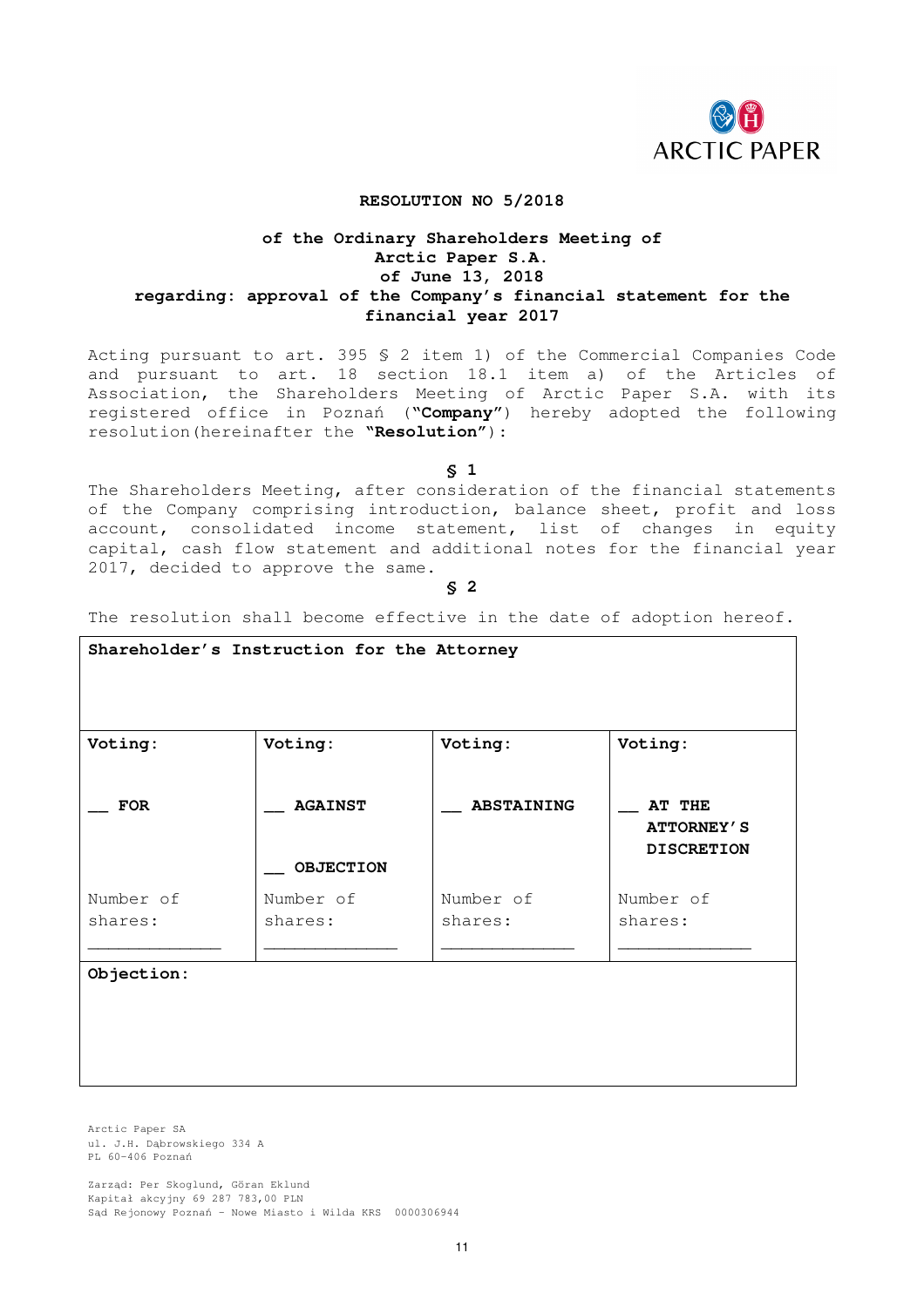**RESOLUTION NO 5/2018**

**of the Ordinary Shareholders Meeting of**
**Arctic Paper S.A.**
**of June 13, 2018**
**regarding: approval of the Company's financial statement for the financial year 2017**

Acting pursuant to art. 395 § 2 item 1) of the Commercial Companies Code and pursuant to art. 18 section 18.1 item a) of the Articles of Association, the Shareholders Meeting of Arctic Paper S.A. with its registered office in Poznań (**"Company"**) hereby adopted the following resolution(hereinafter the **"Resolution"**):

**§ 1**

The Shareholders Meeting, after consideration of the financial statements of the Company comprising introduction, balance sheet, profit and loss account, consolidated income statement, list of changes in equity capital, cash flow statement and additional notes for the financial year 2017, decided to approve the same.

**§ 2**

The resolution shall become effective in the date of adoption hereof.

| **Shareholder's Instruction for the Attorney** | | | |
|---|---|---|---|
| **Voting:**<br><br>__ **FOR** | **Voting:**<br><br>__ **AGAINST**<br><br>__ **OBJECTION** | **Voting:**<br><br>__ **ABSTAINING** | **Voting:**<br><br>__ **AT THE ATTORNEY'S DISCRETION** |
| Number of shares:<br>_____________ | Number of shares:<br>_____________ | Number of shares:<br>_____________ | Number of shares:<br>_____________ |
| **Objection:** | | | |

Arctic Paper SA
ul. J.H. Dąbrowskiego 334 A
PL 60-406 Poznań

Zarząd: Per Skoglund, Göran Eklund
Kapitał akcyjny 69 287 783,00 PLN
Sąd Rejonowy Poznań - Nowe Miasto i Wilda KRS 0000306944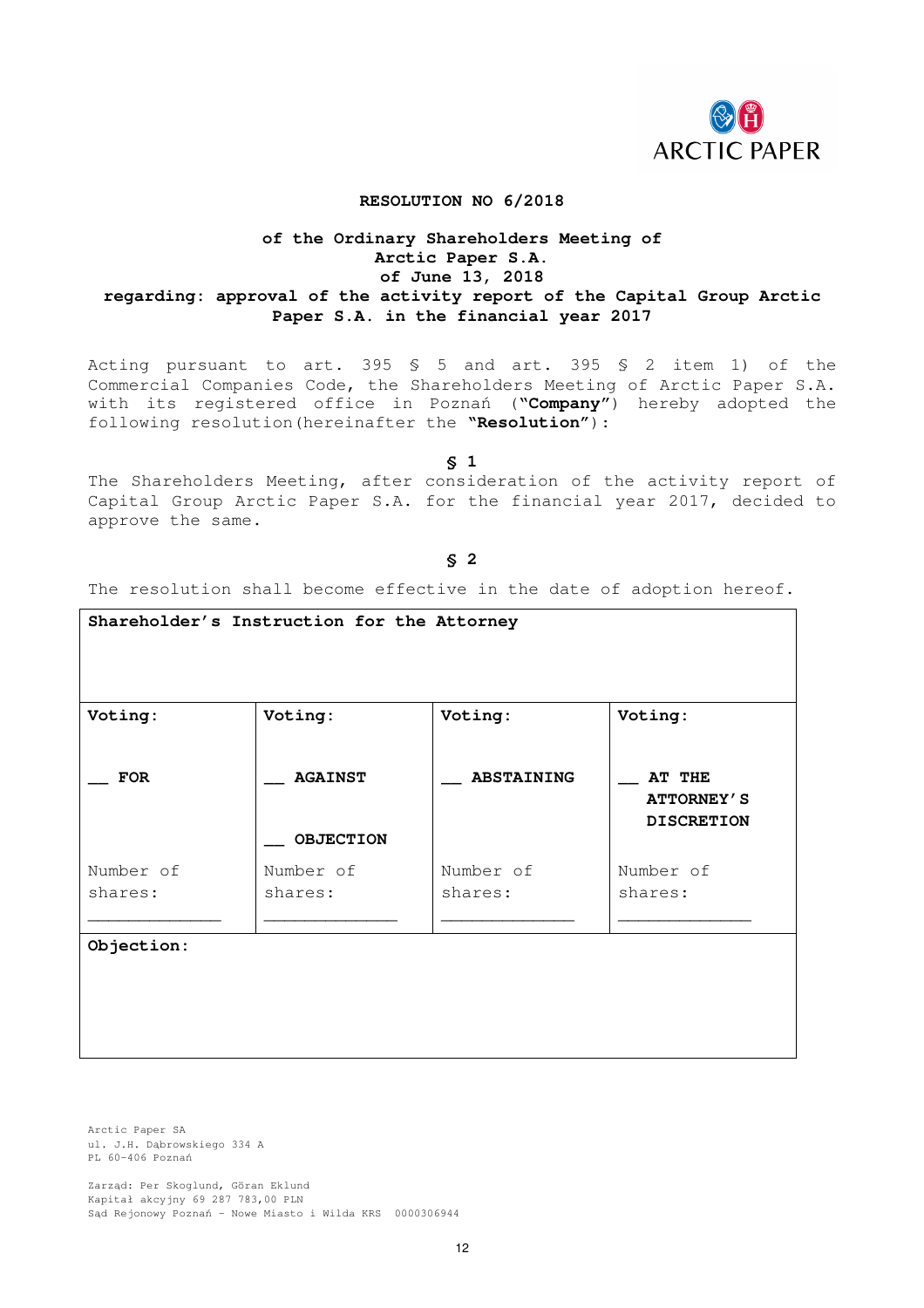ARCTIC PAPER

**RESOLUTION NO 6/2018**

**of the Ordinary Shareholders Meeting of**
**Arctic Paper S.A.**
**of June 13, 2018**
**regarding: approval of the activity report of the Capital Group Arctic Paper S.A. in the financial year 2017**

Acting pursuant to art. 395 § 5 and art. 395 § 2 item 1) of the Commercial Companies Code, the Shareholders Meeting of Arctic Paper S.A. with its registered office in Poznań (**"Company"**) hereby adopted the following resolution(hereinafter the **"Resolution"**):

**§ 1**

The Shareholders Meeting, after consideration of the activity report of Capital Group Arctic Paper S.A. for the financial year 2017, decided to approve the same.

**§ 2**

The resolution shall become effective in the date of adoption hereof.

| **Shareholder's Instruction for the Attorney** | | | |
|---|---|---|---|
| **Voting:** | **Voting:** | **Voting:** | **Voting:** |
| __ **FOR** | __ **AGAINST**<br><br>__ **OBJECTION** | __ **ABSTAINING** | __ **AT THE ATTORNEY'S DISCRETION** |
| Number of shares:<br>_____________ | Number of shares:<br>_____________ | Number of shares:<br>_____________ | Number of shares:<br>_____________ |
| **Objection:** | | | |

Arctic Paper SA
ul. J.H. Dąbrowskiego 334 A
PL 60-406 Poznań

Zarząd: Per Skoglund, Göran Eklund
Kapitał akcyjny 69 287 783,00 PLN
Sąd Rejonowy Poznań - Nowe Miasto i Wilda KRS 0000306944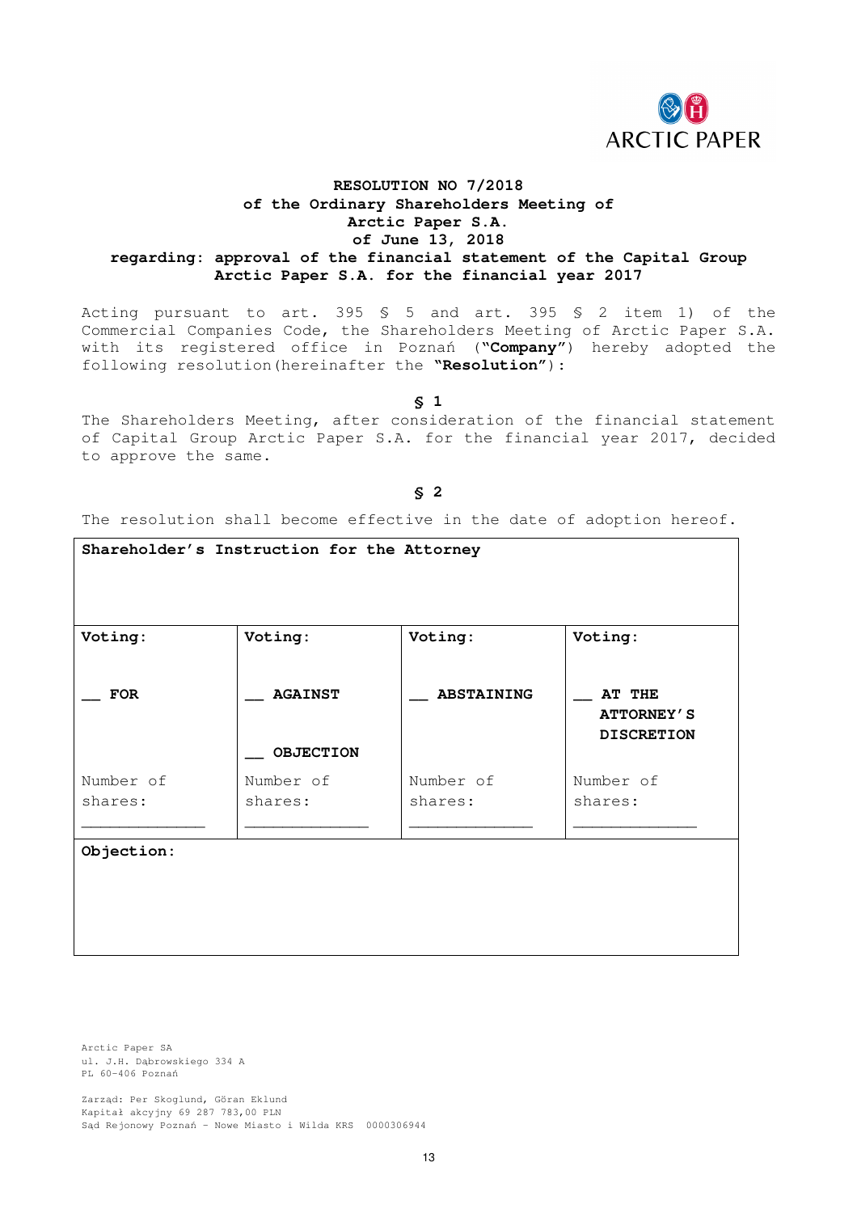**RESOLUTION NO 7/2018**
**of the Ordinary Shareholders Meeting of**
**Arctic Paper S.A.**
**of June 13, 2018**
**regarding: approval of the financial statement of the Capital Group Arctic Paper S.A. for the financial year 2017**

Acting pursuant to art. 395 § 5 and art. 395 § 2 item 1) of the Commercial Companies Code, the Shareholders Meeting of Arctic Paper S.A. with its registered office in Poznań (**"Company"**) hereby adopted the following resolution(hereinafter the **"Resolution"**):

**§ 1**

The Shareholders Meeting, after consideration of the financial statement of Capital Group Arctic Paper S.A. for the financial year 2017, decided to approve the same.

**§ 2**

The resolution shall become effective in the date of adoption hereof.

| **Shareholder's Instruction for the Attorney** | | | |
|---|---|---|---|
| **Voting:**<br><br>__ **FOR**<br><br>Number of shares:<br>_____________ | **Voting:**<br><br>__ **AGAINST**<br><br>__ **OBJECTION**<br><br>Number of shares:<br>_____________ | **Voting:**<br><br>__ **ABSTAINING**<br><br>Number of shares:<br>_____________ | **Voting:**<br><br>__ **AT THE ATTORNEY'S DISCRETION**<br><br>Number of shares:<br>_____________ |
| **Objection:** | | | |

Arctic Paper SA
ul. J.H. Dąbrowskiego 334 A
PL 60-406 Poznań

Zarząd: Per Skoglund, Göran Eklund
Kapitał akcyjny 69 287 783,00 PLN
Sąd Rejonowy Poznań - Nowe Miasto i Wilda KRS 0000306944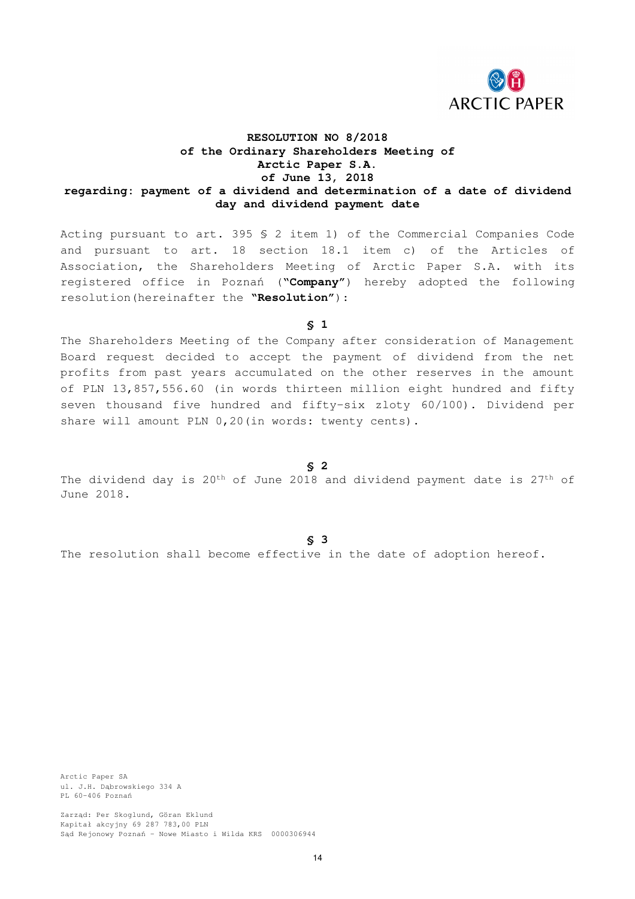**RESOLUTION NO 8/2018**
**of the Ordinary Shareholders Meeting of**
**Arctic Paper S.A.**
**of June 13, 2018**
**regarding: payment of a dividend and determination of a date of dividend day and dividend payment date**

Acting pursuant to art. 395 § 2 item 1) of the Commercial Companies Code and pursuant to art. 18 section 18.1 item c) of the Articles of Association, the Shareholders Meeting of Arctic Paper S.A. with its registered office in Poznań (**"Company"**) hereby adopted the following resolution(hereinafter the **"Resolution"**):

**§ 1**

The Shareholders Meeting of the Company after consideration of Management Board request decided to accept the payment of dividend from the net profits from past years accumulated on the other reserves in the amount of PLN 13,857,556.60 (in words thirteen million eight hundred and fifty seven thousand five hundred and fifty-six zloty 60/100). Dividend per share will amount PLN 0,20(in words: twenty cents).

**§ 2**

The dividend day is 20th of June 2018 and dividend payment date is 27th of June 2018.

**§ 3**

The resolution shall become effective in the date of adoption hereof.

Arctic Paper SA
ul. J.H. Dąbrowskiego 334 A
PL 60-406 Poznań

Zarząd: Per Skoglund, Göran Eklund
Kapitał akcyjny 69 287 783,00 PLN
Sąd Rejonowy Poznań - Nowe Miasto i Wilda KRS 0000306944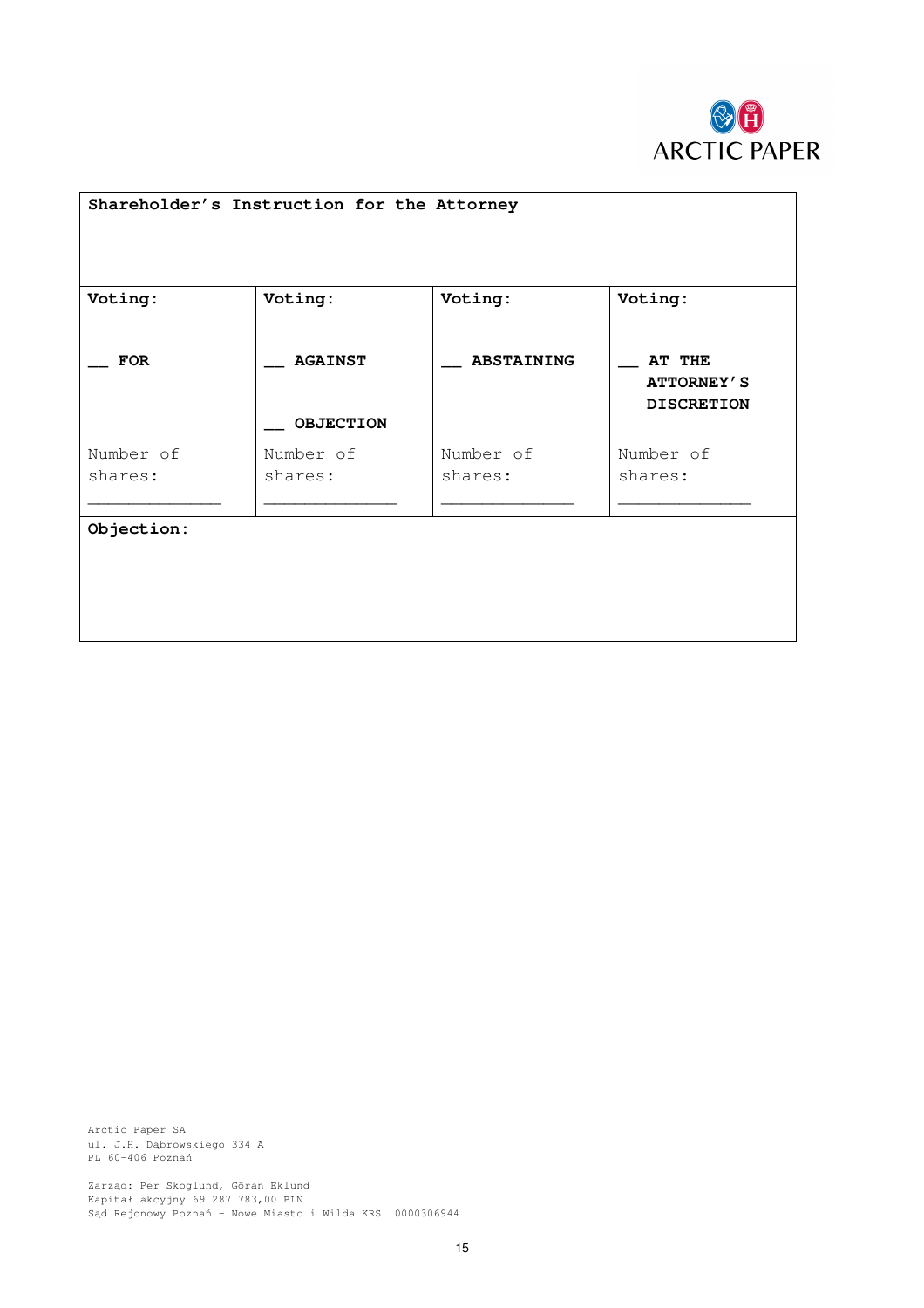| Shareholder's Instruction for the Attorney | | | |
|---|---|---|---|
| **Voting:**<br><br>__ **FOR**<br><br>Number of shares:<br>_____________ | **Voting:**<br><br>__ **AGAINST**<br><br>__ **OBJECTION**<br><br>Number of shares:<br>_____________ | **Voting:**<br><br>__ **ABSTAINING**<br><br>Number of shares:<br>_____________ | **Voting:**<br><br>__ **AT THE ATTORNEY'S DISCRETION**<br><br>Number of shares:<br>_____________ |
| **Objection:** | | | |

Arctic Paper SA
ul. J.H. Dąbrowskiego 334 A
PL 60-406 Poznań

Zarząd: Per Skoglund, Göran Eklund
Kapitał akcyjny 69 287 783,00 PLN
Sąd Rejonowy Poznań - Nowe Miasto i Wilda KRS 0000306944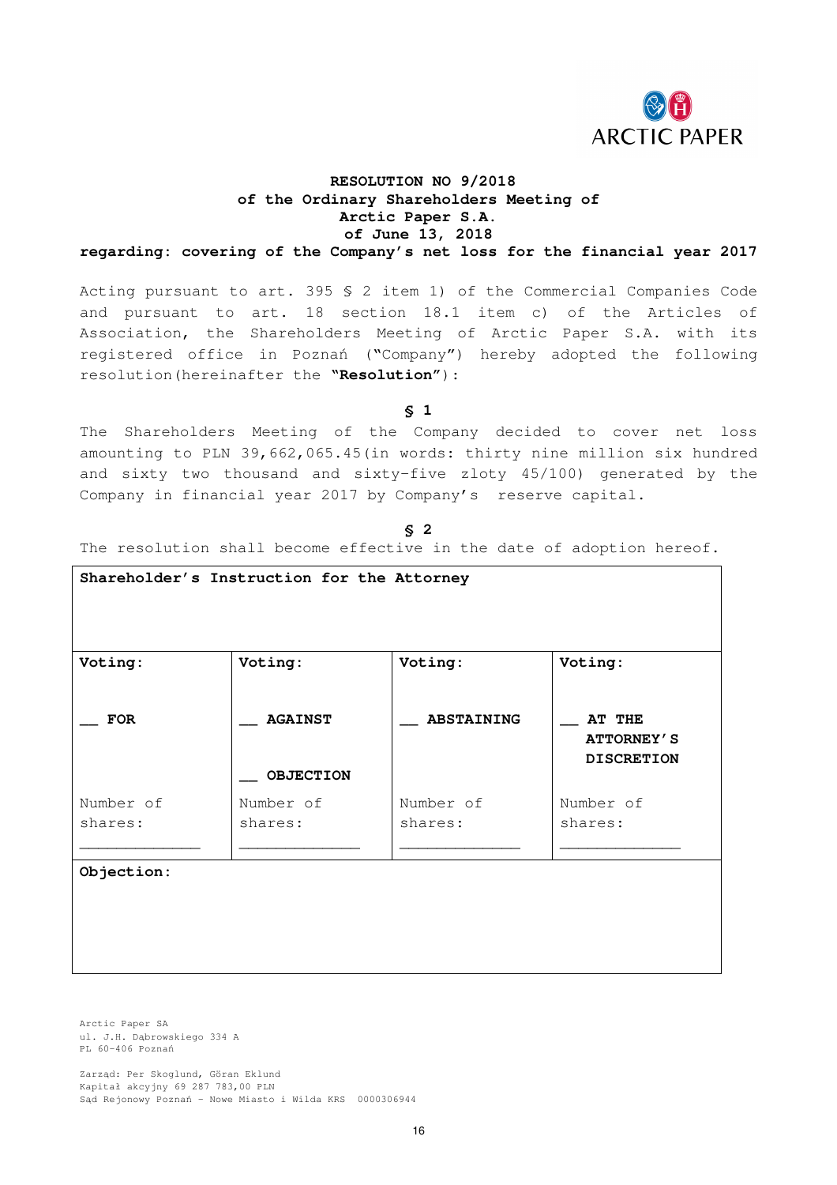**RESOLUTION NO 9/2018**
**of the Ordinary Shareholders Meeting of**
**Arctic Paper S.A.**
**of June 13, 2018**
**regarding: covering of the Company's net loss for the financial year 2017**

Acting pursuant to art. 395 § 2 item 1) of the Commercial Companies Code and pursuant to art. 18 section 18.1 item c) of the Articles of Association, the Shareholders Meeting of Arctic Paper S.A. with its registered office in Poznań ("Company") hereby adopted the following resolution(hereinafter the **"Resolution"**):

**§ 1**

The Shareholders Meeting of the Company decided to cover net loss amounting to PLN 39,662,065.45(in words: thirty nine million six hundred and sixty two thousand and sixty-five zloty 45/100) generated by the Company in financial year 2017 by Company's reserve capital.

**§ 2**

The resolution shall become effective in the date of adoption hereof.

| **Shareholder's Instruction for the Attorney** | | | |
|---|---|---|---|
| **Voting:**<br><br>__ **FOR**<br><br>Number of shares:<br>_____________ | **Voting:**<br><br>__ **AGAINST**<br><br>__ **OBJECTION**<br><br>Number of shares:<br>_____________ | **Voting:**<br><br>__ **ABSTAINING**<br><br>Number of shares:<br>_____________ | **Voting:**<br><br>__ **AT THE ATTORNEY'S DISCRETION**<br><br>Number of shares:<br>_____________ |
| **Objection:** | | | |

Arctic Paper SA
ul. J.H. Dąbrowskiego 334 A
PL 60-406 Poznań

Zarząd: Per Skoglund, Göran Eklund
Kapitał akcyjny 69 287 783,00 PLN
Sąd Rejonowy Poznań - Nowe Miasto i Wilda KRS 0000306944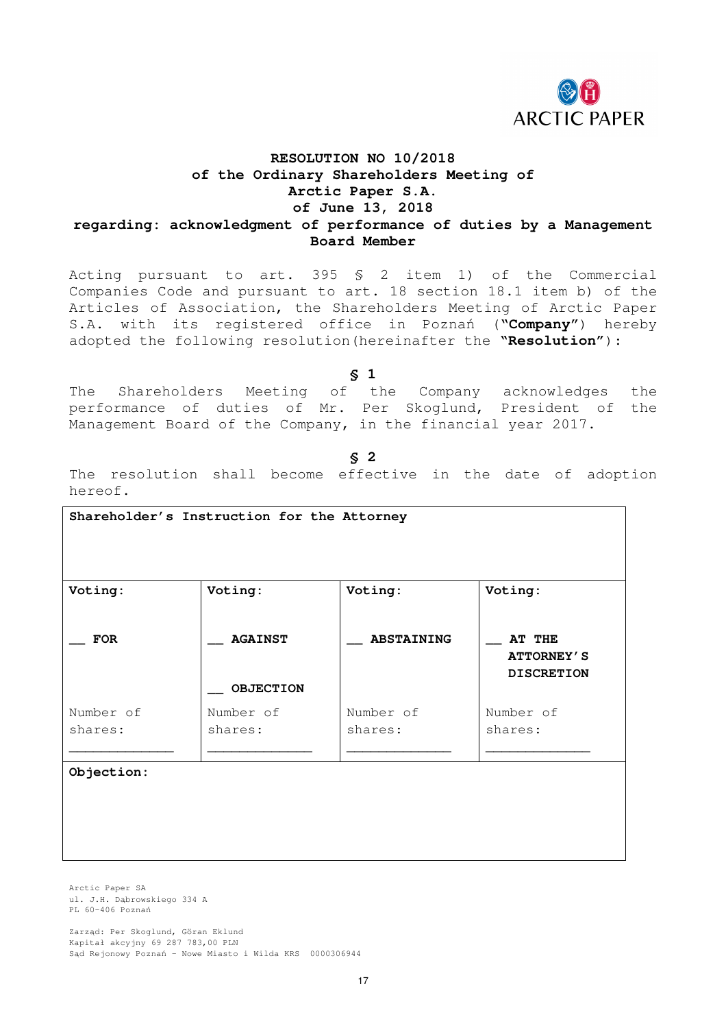**RESOLUTION NO 10/2018**
**of the Ordinary Shareholders Meeting of**
**Arctic Paper S.A.**
**of June 13, 2018**
**regarding: acknowledgment of performance of duties by a Management Board Member**

Acting pursuant to art. 395 § 2 item 1) of the Commercial Companies Code and pursuant to art. 18 section 18.1 item b) of the Articles of Association, the Shareholders Meeting of Arctic Paper S.A. with its registered office in Poznań (**"Company"**) hereby adopted the following resolution(hereinafter the **"Resolution"**):

**§ 1**

The Shareholders Meeting of the Company acknowledges the performance of duties of Mr. Per Skoglund, President of the Management Board of the Company, in the financial year 2017.

**§ 2**

The resolution shall become effective in the date of adoption hereof.

| **Shareholder's Instruction for the Attorney** | | | |
|---|---|---|---|
| **Voting:**<br><br>__ **FOR**<br><br>Number of shares:<br>____________ | **Voting:**<br><br>__ **AGAINST**<br><br>__ **OBJECTION**<br><br>Number of shares:<br>____________ | **Voting:**<br><br>__ **ABSTAINING**<br><br>Number of shares:<br>____________ | **Voting:**<br><br>__ **AT THE ATTORNEY'S DISCRETION**<br><br>Number of shares:<br>____________ |
| **Objection:** | | | |

Arctic Paper SA
ul. J.H. Dąbrowskiego 334 A
PL 60-406 Poznań

Zarząd: Per Skoglund, Göran Eklund
Kapitał akcyjny 69 287 783,00 PLN
Sąd Rejonowy Poznań - Nowe Miasto i Wilda KRS 0000306944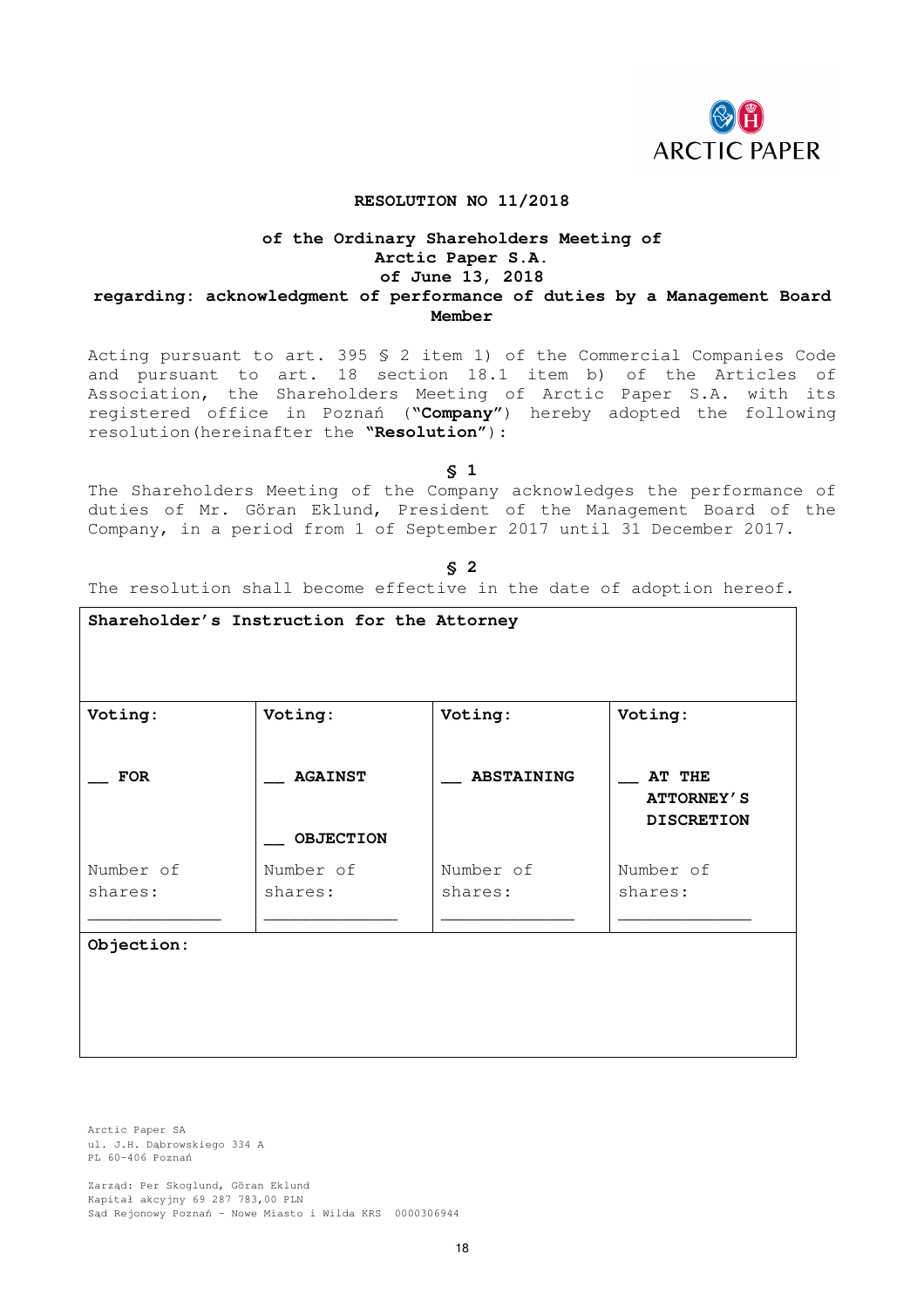**RESOLUTION NO 11/2018**

**of the Ordinary Shareholders Meeting of Arctic Paper S.A. of June 13, 2018 regarding: acknowledgment of performance of duties by a Management Board Member**

Acting pursuant to art. 395 § 2 item 1) of the Commercial Companies Code and pursuant to art. 18 section 18.1 item b) of the Articles of Association, the Shareholders Meeting of Arctic Paper S.A. with its registered office in Poznań (**"Company"**) hereby adopted the following resolution(hereinafter the **"Resolution"**):

**§ 1**

The Shareholders Meeting of the Company acknowledges the performance of duties of Mr. Göran Eklund, President of the Management Board of the Company, in a period from 1 of September 2017 until 31 December 2017.

**§ 2**

The resolution shall become effective in the date of adoption hereof.

| **Shareholder's Instruction for the Attorney** | | | |
|---|---|---|---|
| **Voting:** | **Voting:** | **Voting:** | **Voting:** |
| __ **FOR** | __ **AGAINST**<br><br>__ **OBJECTION** | __ **ABSTAINING** | __ **AT THE ATTORNEY'S DISCRETION** |
| Number of shares:<br>____________ | Number of shares:<br>____________ | Number of shares:<br>____________ | Number of shares:<br>____________ |
| **Objection:** | | | |

Arctic Paper SA
ul. J.H. Dąbrowskiego 334 A
PL 60-406 Poznań

Zarząd: Per Skoglund, Göran Eklund
Kapitał akcyjny 69 287 783,00 PLN
Sąd Rejonowy Poznań – Nowe Miasto i Wilda KRS 0000306944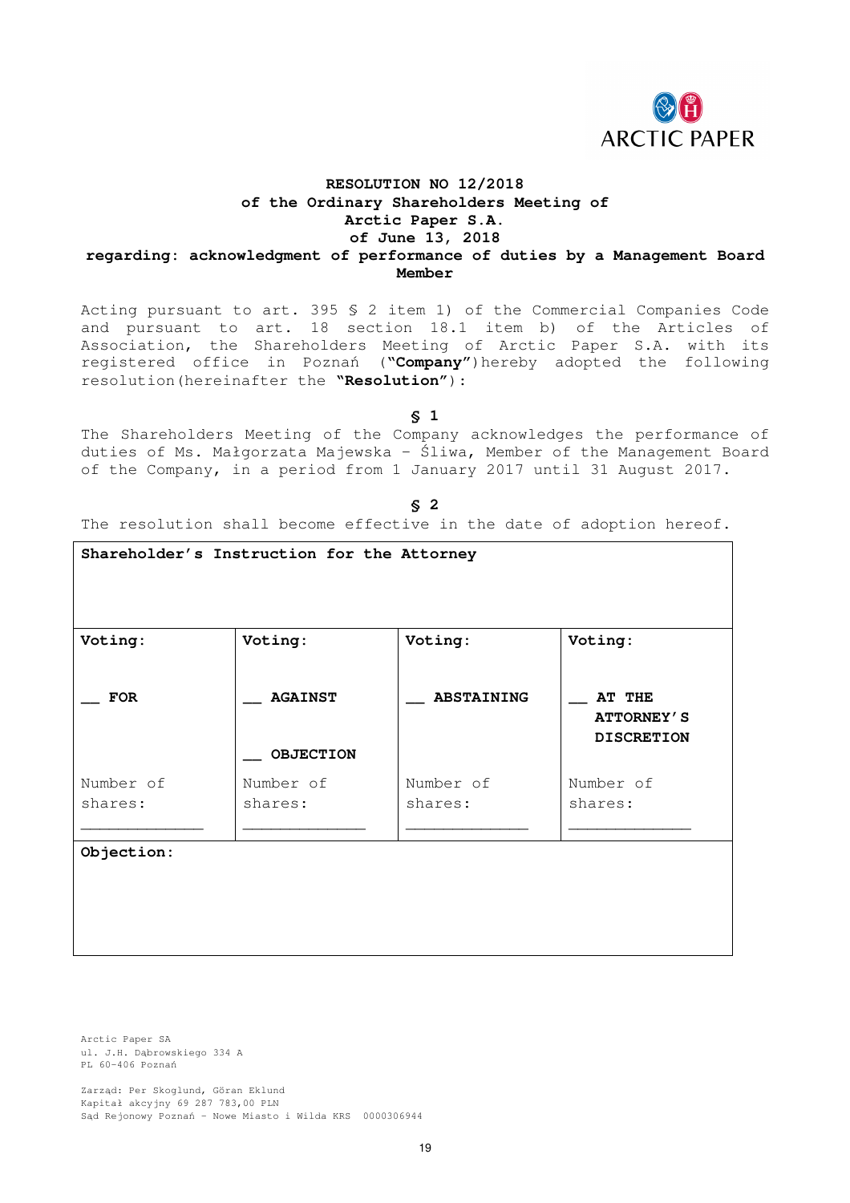**RESOLUTION NO 12/2018**
**of the Ordinary Shareholders Meeting of**
**Arctic Paper S.A.**
**of June 13, 2018**
**regarding: acknowledgment of performance of duties by a Management Board Member**

Acting pursuant to art. 395 § 2 item 1) of the Commercial Companies Code and pursuant to art. 18 section 18.1 item b) of the Articles of Association, the Shareholders Meeting of Arctic Paper S.A. with its registered office in Poznań (**"Company"**)hereby adopted the following resolution(hereinafter the **"Resolution"**):

**§ 1**

The Shareholders Meeting of the Company acknowledges the performance of duties of Ms. Małgorzata Majewska – Śliwa, Member of the Management Board of the Company, in a period from 1 January 2017 until 31 August 2017.

**§ 2**

The resolution shall become effective in the date of adoption hereof.

| **Shareholder's Instruction for the Attorney** | | | |
|---|---|---|---|
| **Voting:**<br><br>__ **FOR**<br><br>Number of shares:<br>_____________ | **Voting:**<br><br>__ **AGAINST**<br><br>__ **OBJECTION**<br><br>Number of shares:<br>_____________ | **Voting:**<br><br>__ **ABSTAINING**<br><br>Number of shares:<br>_____________ | **Voting:**<br><br>__ **AT THE ATTORNEY'S DISCRETION**<br><br>Number of shares:<br>_____________ |
| **Objection:** | | | |

Arctic Paper SA
ul. J.H. Dąbrowskiego 334 A
PL 60-406 Poznań

Zarząd: Per Skoglund, Göran Eklund
Kapitał akcyjny 69 287 783,00 PLN
Sąd Rejonowy Poznań - Nowe Miasto i Wilda KRS 0000306944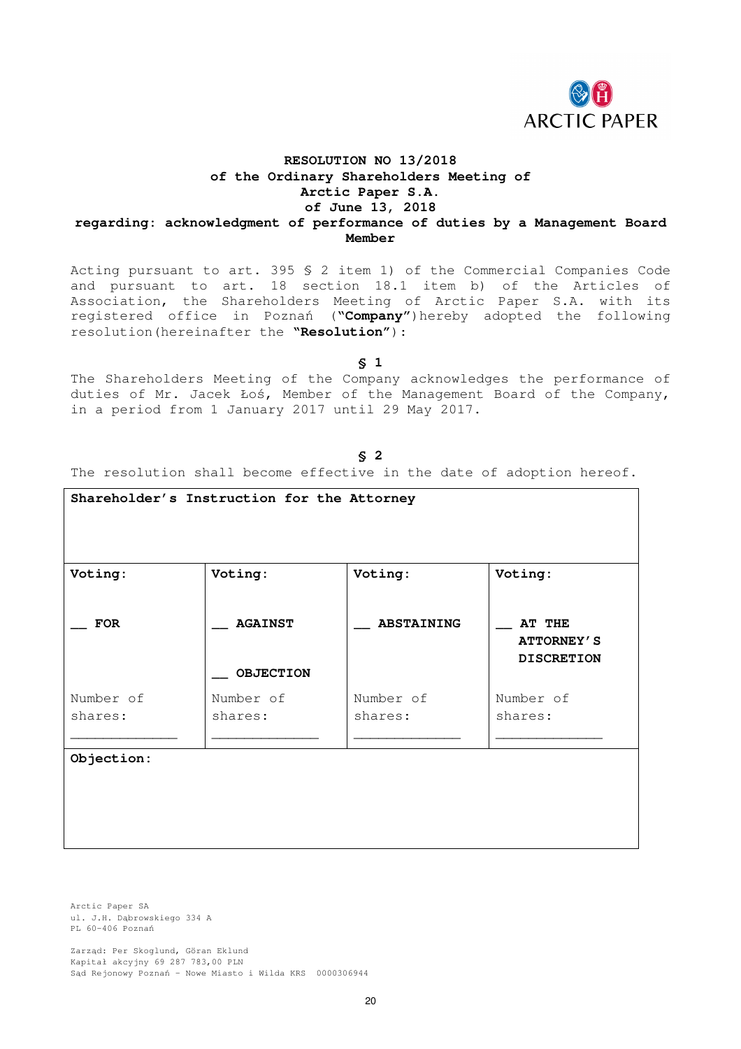**RESOLUTION NO 13/2018**
**of the Ordinary Shareholders Meeting of**
**Arctic Paper S.A.**
**of June 13, 2018**
**regarding: acknowledgment of performance of duties by a Management Board Member**

Acting pursuant to art. 395 § 2 item 1) of the Commercial Companies Code and pursuant to art. 18 section 18.1 item b) of the Articles of Association, the Shareholders Meeting of Arctic Paper S.A. with its registered office in Poznań (**"Company"**)hereby adopted the following resolution(hereinafter the **"Resolution"**):

**§ 1**

The Shareholders Meeting of the Company acknowledges the performance of duties of Mr. Jacek Łoś, Member of the Management Board of the Company, in a period from 1 January 2017 until 29 May 2017.

**§ 2**

The resolution shall become effective in the date of adoption hereof.

| **Shareholder's Instruction for the Attorney** | | | |
|---|---|---|---|
| **Voting:**<br><br>__ **FOR** | **Voting:**<br><br>__ **AGAINST**<br><br>__ **OBJECTION** | **Voting:**<br><br>__ **ABSTAINING** | **Voting:**<br><br>__ **AT THE ATTORNEY'S DISCRETION** |
| Number of shares:<br>_____________ | Number of shares:<br>_____________ | Number of shares:<br>_____________ | Number of shares:<br>_____________ |
| **Objection:** | | | |

Arctic Paper SA
ul. J.H. Dąbrowskiego 334 A
PL 60-406 Poznań

Zarząd: Per Skoglund, Göran Eklund
Kapitał akcyjny 69 287 783,00 PLN
Sąd Rejonowy Poznań - Nowe Miasto i Wilda KRS 0000306944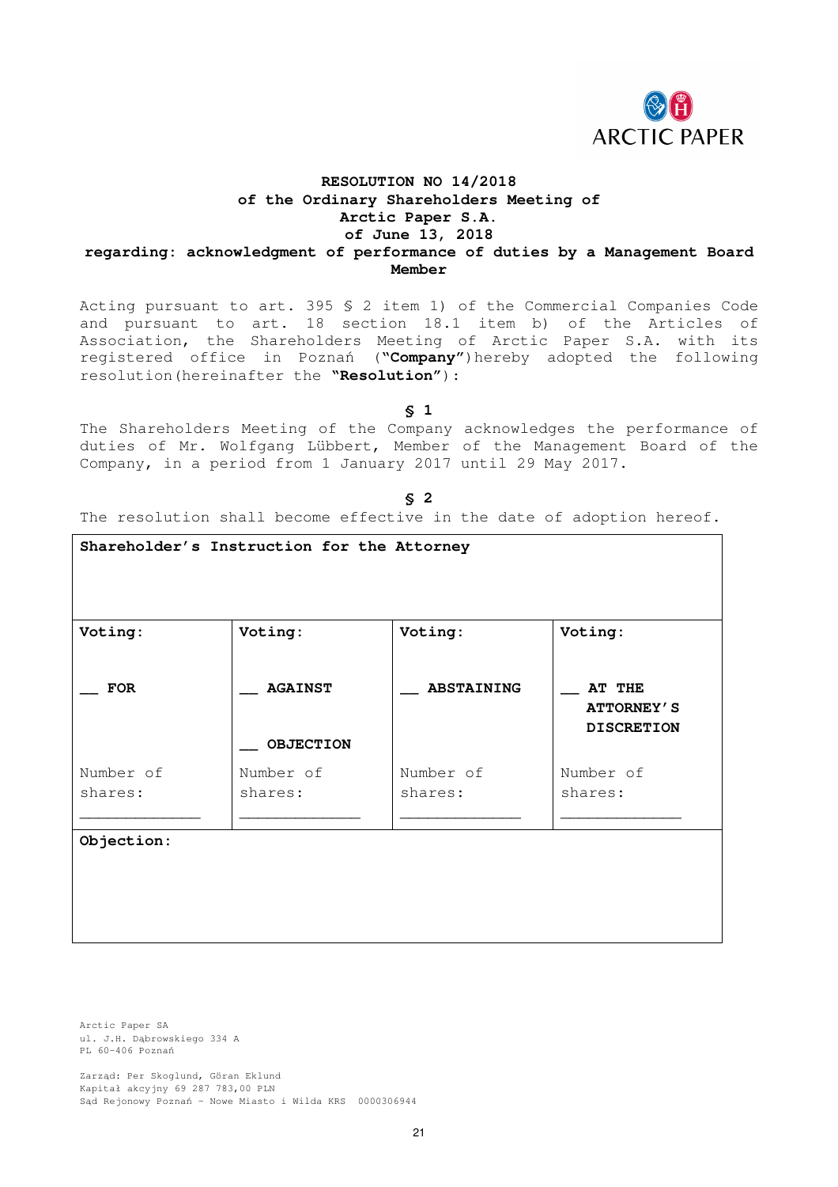**RESOLUTION NO 14/2018**
**of the Ordinary Shareholders Meeting of**
**Arctic Paper S.A.**
**of June 13, 2018**
**regarding: acknowledgment of performance of duties by a Management Board Member**

Acting pursuant to art. 395 § 2 item 1) of the Commercial Companies Code and pursuant to art. 18 section 18.1 item b) of the Articles of Association, the Shareholders Meeting of Arctic Paper S.A. with its registered office in Poznań (**"Company"**)hereby adopted the following resolution(hereinafter the **"Resolution"**):

**§ 1**

The Shareholders Meeting of the Company acknowledges the performance of duties of Mr. Wolfgang Lübbert, Member of the Management Board of the Company, in a period from 1 January 2017 until 29 May 2017.

**§ 2**

The resolution shall become effective in the date of adoption hereof.

| **Shareholder's Instruction for the Attorney** | | | |
|---|---|---|---|
| **Voting:**<br><br>__ **FOR** | **Voting:**<br><br>__ **AGAINST**<br><br>__ **OBJECTION** | **Voting:**<br><br>__ **ABSTAINING** | **Voting:**<br><br>__ **AT THE ATTORNEY'S DISCRETION** |
| Number of shares:<br>_____________ | Number of shares:<br>_____________ | Number of shares:<br>_____________ | Number of shares:<br>_____________ |
| **Objection:** | | | |

Arctic Paper SA
ul. J.H. Dąbrowskiego 334 A
PL 60-406 Poznań

Zarząd: Per Skoglund, Göran Eklund
Kapitał akcyjny 69 287 783,00 PLN
Sąd Rejonowy Poznań - Nowe Miasto i Wilda KRS 0000306944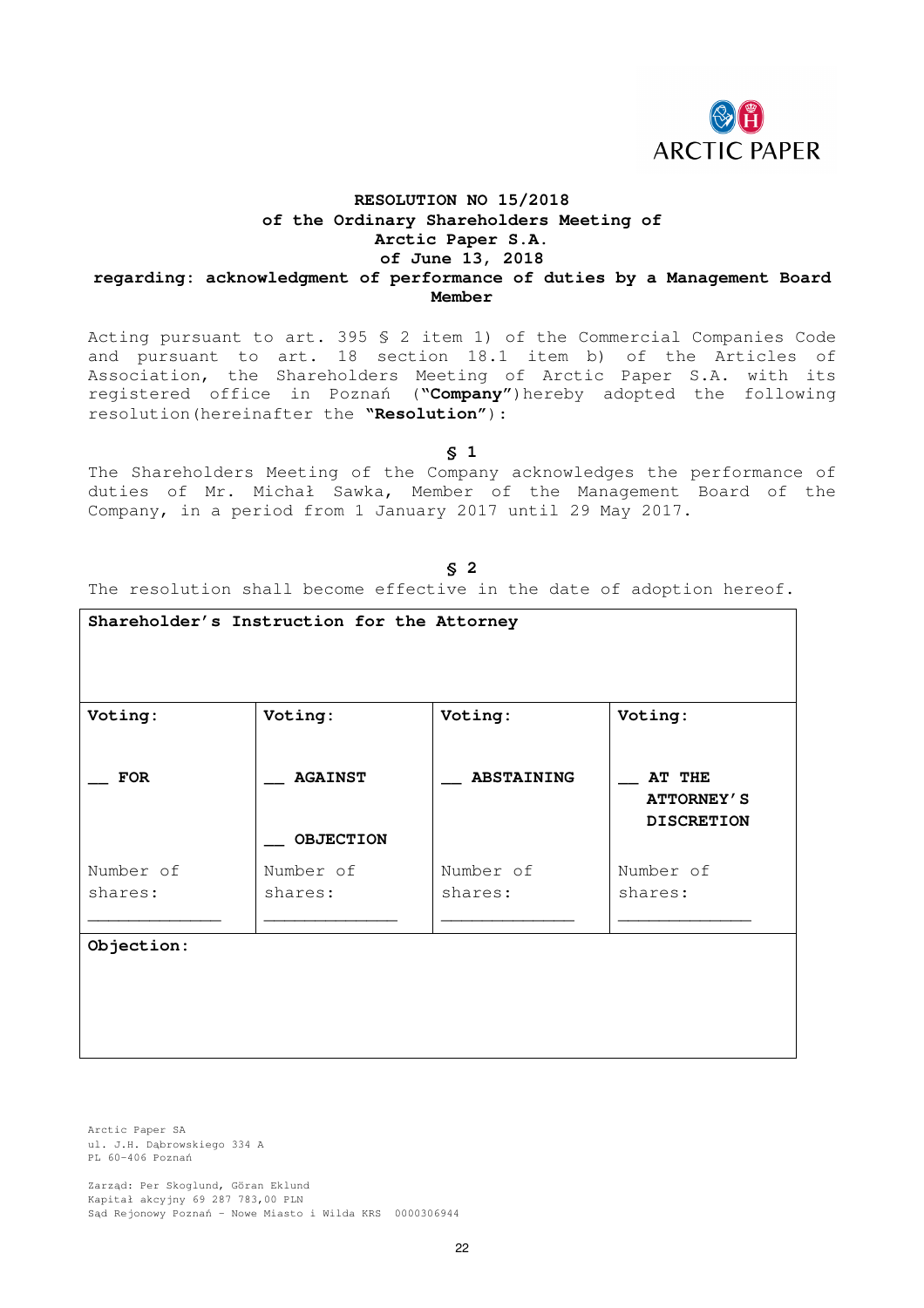ARCTIC PAPER

**RESOLUTION NO 15/2018**
**of the Ordinary Shareholders Meeting of**
**Arctic Paper S.A.**
**of June 13, 2018**
**regarding: acknowledgment of performance of duties by a Management Board Member**

Acting pursuant to art. 395 § 2 item 1) of the Commercial Companies Code and pursuant to art. 18 section 18.1 item b) of the Articles of Association, the Shareholders Meeting of Arctic Paper S.A. with its registered office in Poznań (**"Company"**)hereby adopted the following resolution(hereinafter the **"Resolution"**):

**§ 1**

The Shareholders Meeting of the Company acknowledges the performance of duties of Mr. Michał Sawka, Member of the Management Board of the Company, in a period from 1 January 2017 until 29 May 2017.

**§ 2**

The resolution shall become effective in the date of adoption hereof.

| **Shareholder's Instruction for the Attorney** | | | |
|---|---|---|---|
| **Voting:** __ **FOR** | **Voting:** __ **AGAINST** __ **OBJECTION** | **Voting:** __ **ABSTAINING** | **Voting:** __ **AT THE ATTORNEY'S DISCRETION** |
| Number of shares: ____________ | Number of shares: ____________ | Number of shares: ____________ | Number of shares: ____________ |
| **Objection:** | | | |

Arctic Paper SA
ul. J.H. Dąbrowskiego 334 A
PL 60-406 Poznań

Zarząd: Per Skoglund, Göran Eklund
Kapitał akcyjny 69 287 783,00 PLN
Sąd Rejonowy Poznań - Nowe Miasto i Wilda KRS 0000306944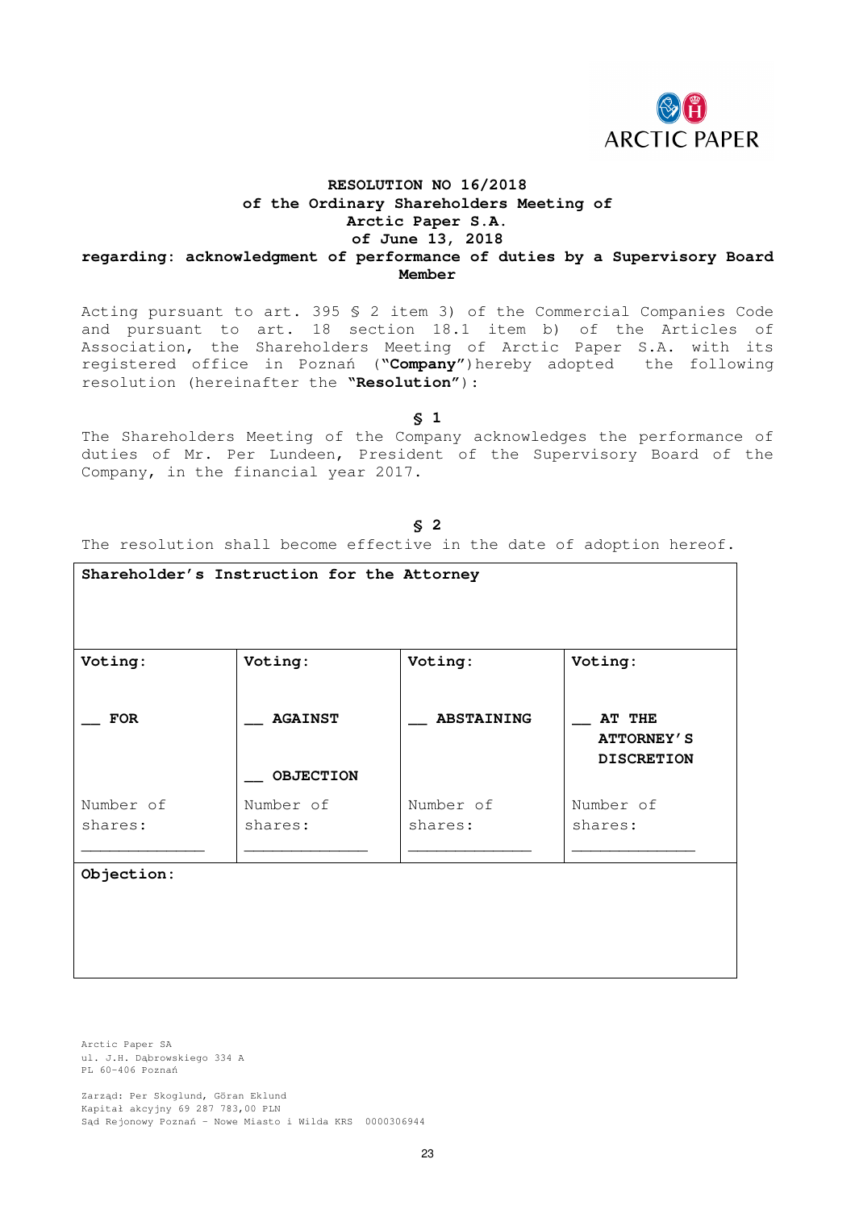ARCTIC PAPER

**RESOLUTION NO 16/2018**
**of the Ordinary Shareholders Meeting of**
**Arctic Paper S.A.**
**of June 13, 2018**
**regarding: acknowledgment of performance of duties by a Supervisory Board Member**

Acting pursuant to art. 395 § 2 item 3) of the Commercial Companies Code and pursuant to art. 18 section 18.1 item b) of the Articles of Association, the Shareholders Meeting of Arctic Paper S.A. with its registered office in Poznań (**"Company"**) hereby adopted the following resolution (hereinafter the **"Resolution"**):

**§ 1**

The Shareholders Meeting of the Company acknowledges the performance of duties of Mr. Per Lundeen, President of the Supervisory Board of the Company, in the financial year 2017.

**§ 2**

The resolution shall become effective in the date of adoption hereof.

| **Shareholder's Instruction for the Attorney** | | | |
|---|---|---|---|
| **Voting:**<br><br>__ **FOR** | **Voting:**<br><br>__ **AGAINST**<br><br>__ **OBJECTION** | **Voting:**<br><br>__ **ABSTAINING** | **Voting:**<br><br>__ **AT THE ATTORNEY'S DISCRETION** |
| Number of shares:<br>_____________ | Number of shares:<br>_____________ | Number of shares:<br>_____________ | Number of shares:<br>_____________ |
| **Objection:** | | | |

Arctic Paper SA
ul. J.H. Dąbrowskiego 334 A
PL 60-406 Poznań

Zarząd: Per Skoglund, Göran Eklund
Kapitał akcyjny 69 287 783,00 PLN
Sąd Rejonowy Poznań - Nowe Miasto i Wilda KRS 0000306944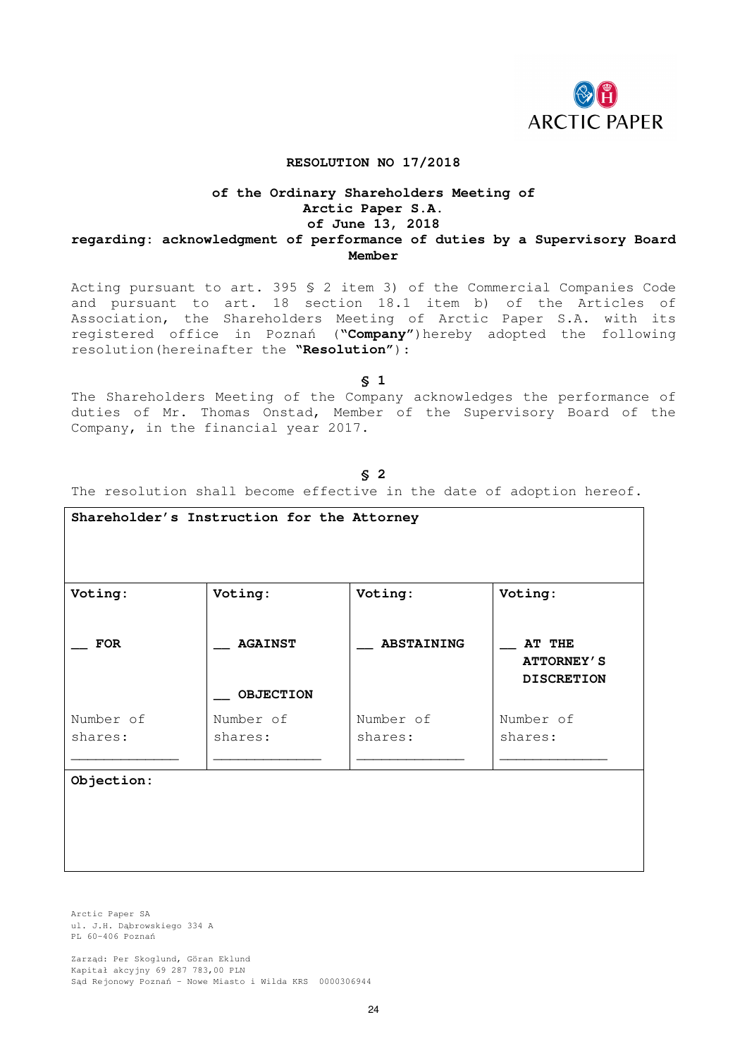**RESOLUTION NO 17/2018**

**of the Ordinary Shareholders Meeting of**
**Arctic Paper S.A.**
**of June 13, 2018**
**regarding: acknowledgment of performance of duties by a Supervisory Board Member**

Acting pursuant to art. 395 § 2 item 3) of the Commercial Companies Code and pursuant to art. 18 section 18.1 item b) of the Articles of Association, the Shareholders Meeting of Arctic Paper S.A. with its registered office in Poznań (**"Company"**)hereby adopted the following resolution(hereinafter the **"Resolution"**):

**§ 1**

The Shareholders Meeting of the Company acknowledges the performance of duties of Mr. Thomas Onstad, Member of the Supervisory Board of the Company, in the financial year 2017.

**§ 2**

The resolution shall become effective in the date of adoption hereof.

| **Shareholder's Instruction for the Attorney** | | | |
|---|---|---|---|
| **Voting:**<br><br>__ **FOR**<br><br>Number of shares:<br>______________ | **Voting:**<br><br>__ **AGAINST**<br><br>__ **OBJECTION**<br><br>Number of shares:<br>______________ | **Voting:**<br><br>__ **ABSTAINING**<br><br>Number of shares:<br>______________ | **Voting:**<br><br>__ **AT THE ATTORNEY'S DISCRETION**<br><br>Number of shares:<br>______________ |
| **Objection:** | | | |

Arctic Paper SA
ul. J.H. Dąbrowskiego 334 A
PL 60-406 Poznań

Zarząd: Per Skoglund, Göran Eklund
Kapitał akcyjny 69 287 783,00 PLN
Sąd Rejonowy Poznań - Nowe Miasto i Wilda KRS 0000306944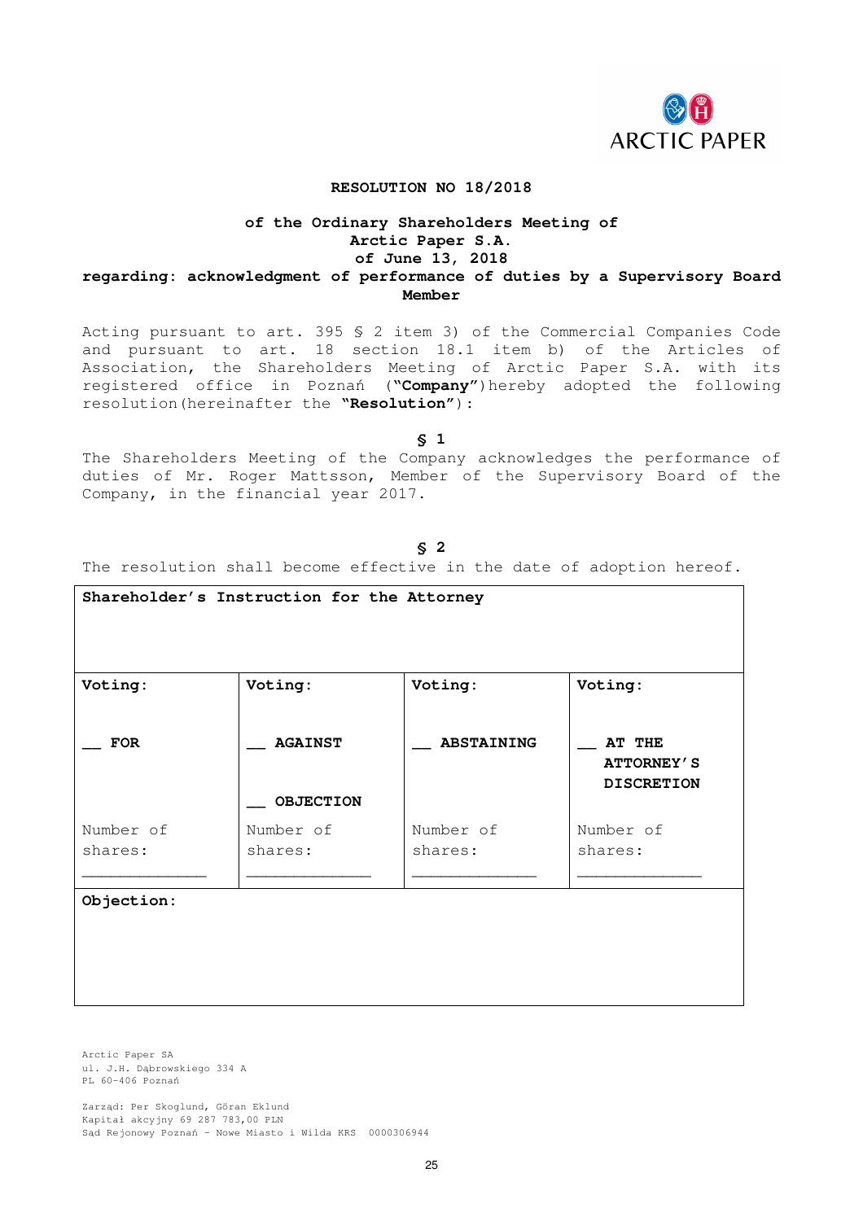**RESOLUTION NO 18/2018**

**of the Ordinary Shareholders Meeting of**
**Arctic Paper S.A.**
**of June 13, 2018**
**regarding: acknowledgment of performance of duties by a Supervisory Board Member**

Acting pursuant to art. 395 § 2 item 3) of the Commercial Companies Code and pursuant to art. 18 section 18.1 item b) of the Articles of Association, the Shareholders Meeting of Arctic Paper S.A. with its registered office in Poznań (**"Company"**)hereby adopted the following resolution(hereinafter the **"Resolution"**):

**§ 1**

The Shareholders Meeting of the Company acknowledges the performance of duties of Mr. Roger Mattsson, Member of the Supervisory Board of the Company, in the financial year 2017.

**§ 2**

The resolution shall become effective in the date of adoption hereof.

| **Shareholder's Instruction for the Attorney** | | | |
|---|---|---|---|
| **Voting:** | **Voting:** | **Voting:** | **Voting:** |
| __ **FOR** | __ **AGAINST**<br><br>__ **OBJECTION** | __ **ABSTAINING** | __ **AT THE ATTORNEY'S DISCRETION** |
| Number of shares: ____________ | Number of shares: ____________ | Number of shares: ____________ | Number of shares: ____________ |
| **Objection:** | | | |

Arctic Paper SA
ul. J.H. Dąbrowskiego 334 A
PL 60-406 Poznań

Zarząd: Per Skoglund, Göran Eklund
Kapitał akcyjny 69 287 783,00 PLN
Sąd Rejonowy Poznań - Nowe Miasto i Wilda KRS 0000306944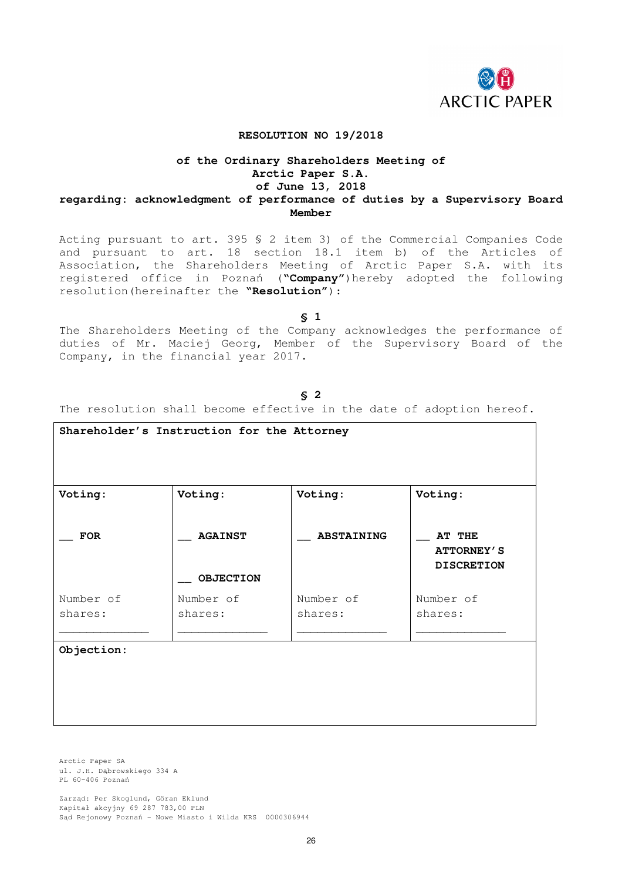**RESOLUTION NO 19/2018**

**of the Ordinary Shareholders Meeting of**
**Arctic Paper S.A.**
**of June 13, 2018**
**regarding: acknowledgment of performance of duties by a Supervisory Board Member**

Acting pursuant to art. 395 § 2 item 3) of the Commercial Companies Code and pursuant to art. 18 section 18.1 item b) of the Articles of Association, the Shareholders Meeting of Arctic Paper S.A. with its registered office in Poznań (**"Company"**)hereby adopted the following resolution(hereinafter the **"Resolution"**):

**§ 1**

The Shareholders Meeting of the Company acknowledges the performance of duties of Mr. Maciej Georg, Member of the Supervisory Board of the Company, in the financial year 2017.

**§ 2**

The resolution shall become effective in the date of adoption hereof.

| **Shareholder's Instruction for the Attorney** | | | |
|---|---|---|---|
| **Voting:**<br><br>__ **FOR** | **Voting:**<br><br>__ **AGAINST**<br><br>__ **OBJECTION** | **Voting:**<br><br>__ **ABSTAINING** | **Voting:**<br><br>__ **AT THE ATTORNEY'S DISCRETION** |
| Number of shares:<br>______________ | Number of shares:<br>______________ | Number of shares:<br>______________ | Number of shares:<br>______________ |
| **Objection:** | | | |

Arctic Paper SA
ul. J.H. Dąbrowskiego 334 A
PL 60-406 Poznań

Zarząd: Per Skoglund, Göran Eklund
Kapitał akcyjny 69 287 783,00 PLN
Sąd Rejonowy Poznań – Nowe Miasto i Wilda KRS 0000306944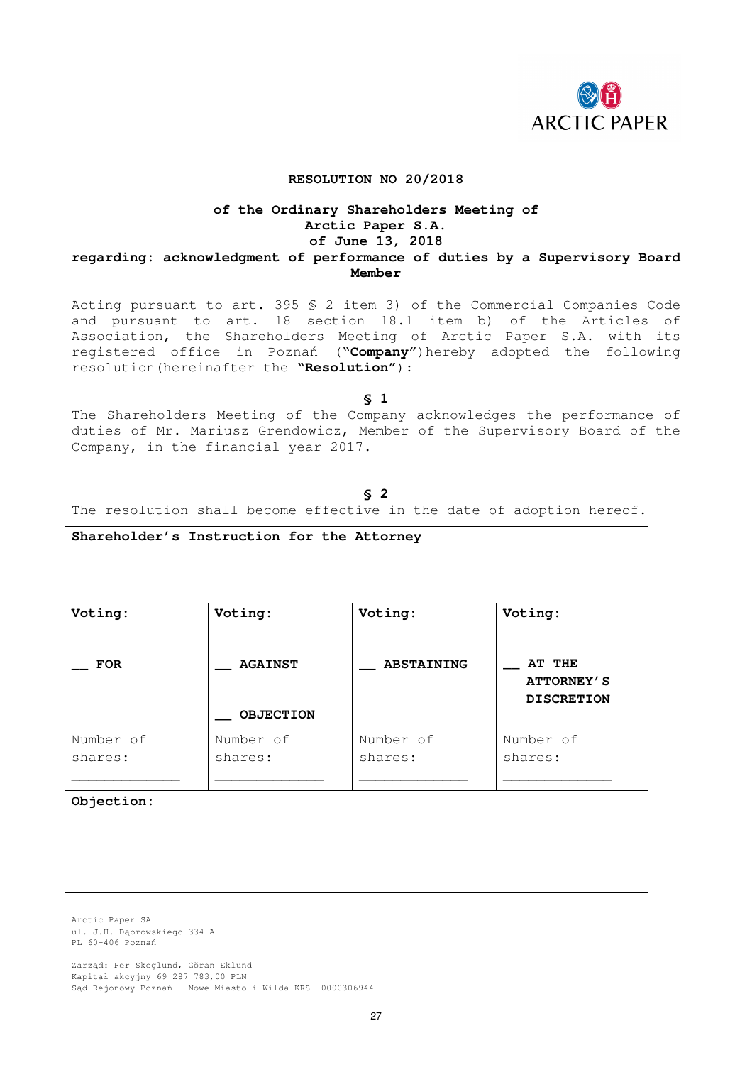**RESOLUTION NO 20/2018**

**of the Ordinary Shareholders Meeting of**
**Arctic Paper S.A.**
**of June 13, 2018**
**regarding: acknowledgment of performance of duties by a Supervisory Board Member**

Acting pursuant to art. 395 § 2 item 3) of the Commercial Companies Code and pursuant to art. 18 section 18.1 item b) of the Articles of Association, the Shareholders Meeting of Arctic Paper S.A. with its registered office in Poznań (**"Company"**) hereby adopted the following resolution (hereinafter the **"Resolution"**):

**§ 1**

The Shareholders Meeting of the Company acknowledges the performance of duties of Mr. Mariusz Grendowicz, Member of the Supervisory Board of the Company, in the financial year 2017.

**§ 2**

The resolution shall become effective in the date of adoption hereof.

| **Shareholder's Instruction for the Attorney** | | | |
|---|---|---|---|
| **Voting:** | **Voting:** | **Voting:** | **Voting:** |
| __ **FOR** | __ **AGAINST**<br><br>__ **OBJECTION** | __ **ABSTAINING** | __ **AT THE ATTORNEY'S DISCRETION** |
| Number of shares:<br>_____________ | Number of shares:<br>_____________ | Number of shares:<br>_____________ | Number of shares:<br>_____________ |
| **Objection:** | | | |

Arctic Paper SA
ul. J.H. Dąbrowskiego 334 A
PL 60-406 Poznań

Zarząd: Per Skoglund, Göran Eklund
Kapitał akcyjny 69 287 783,00 PLN
Sąd Rejonowy Poznań - Nowe Miasto i Wilda KRS 0000306944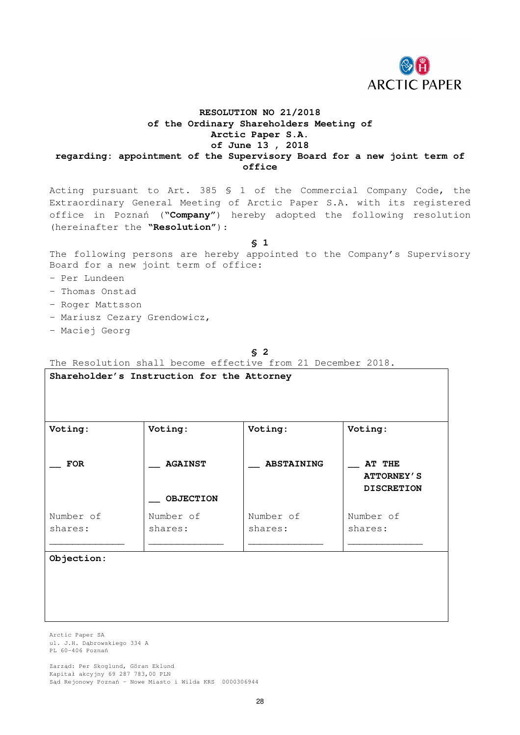**RESOLUTION NO 21/2018**
**of the Ordinary Shareholders Meeting of**
**Arctic Paper S.A.**
**of June 13 , 2018**
**regarding: appointment of the Supervisory Board for a new joint term of office**

Acting pursuant to Art. 385 § 1 of the Commercial Company Code, the Extraordinary General Meeting of Arctic Paper S.A. with its registered office in Poznań (**"Company"**) hereby adopted the following resolution (hereinafter the **"Resolution"**):

**§ 1**

The following persons are hereby appointed to the Company's Supervisory Board for a new joint term of office:

- Per Lundeen
- Thomas Onstad
- Roger Mattsson
- Mariusz Cezary Grendowicz,
- Maciej Georg

**§ 2**

The Resolution shall become effective from 21 December 2018.

| **Shareholder's Instruction for the Attorney** | | | |
|---|---|---|---|
| **Voting:**<br><br>__ **FOR** | **Voting:**<br><br>__ **AGAINST**<br><br>__ **OBJECTION** | **Voting:**<br><br>__ **ABSTAINING** | **Voting:**<br><br>__ **AT THE ATTORNEY'S DISCRETION** |
| Number of shares:<br>_____________ | Number of shares:<br>_____________ | Number of shares:<br>_____________ | Number of shares:<br>_____________ |
| **Objection:** | | | |

Arctic Paper SA
ul. J.H. Dąbrowskiego 334 A
PL 60-406 Poznań

Zarząd: Per Skoglund, Göran Eklund
Kapitał akcyjny 69 287 783,00 PLN
Sąd Rejonowy Poznań - Nowe Miasto i Wilda KRS 0000306944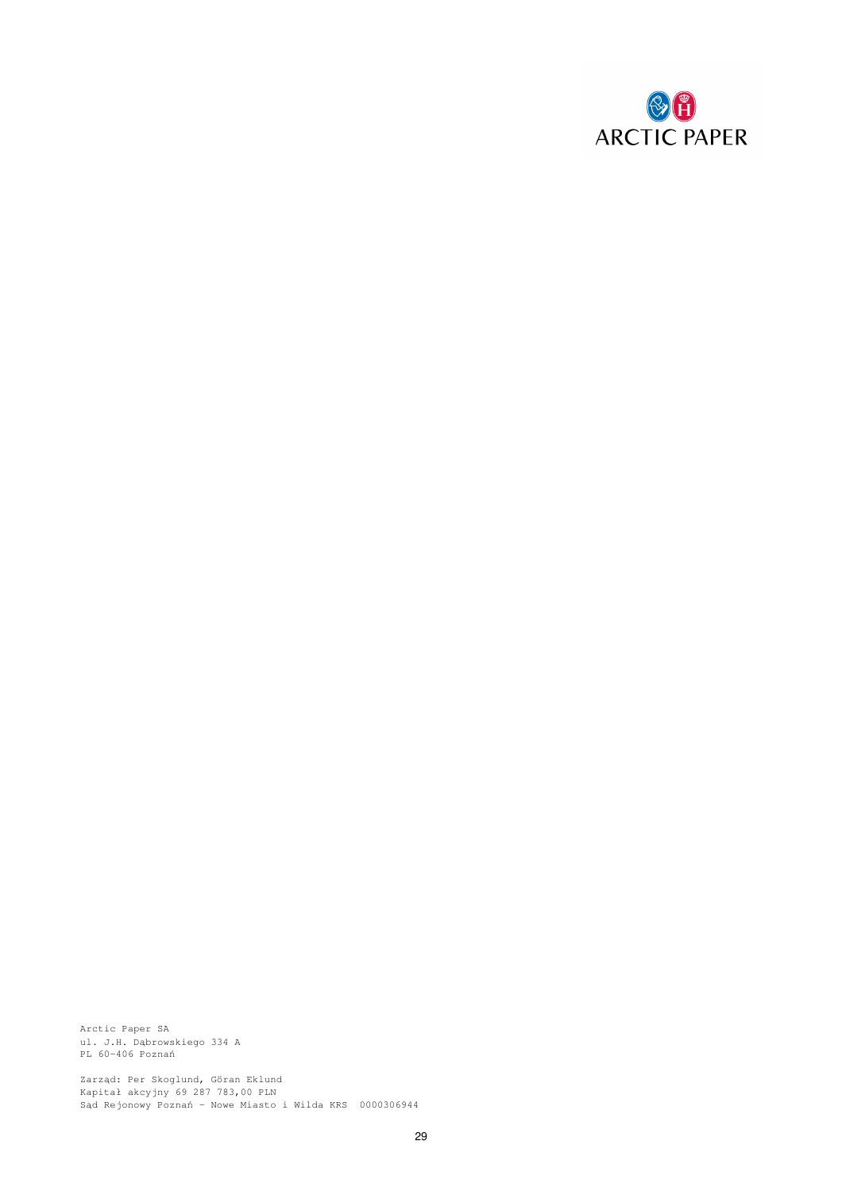Arctic Paper SA
ul. J.H. Dąbrowskiego 334 A
PL 60-406 Poznań

Zarząd: Per Skoglund, Göran Eklund
Kapitał akcyjny 69 287 783,00 PLN
Sąd Rejonowy Poznań - Nowe Miasto i Wilda KRS 0000306944